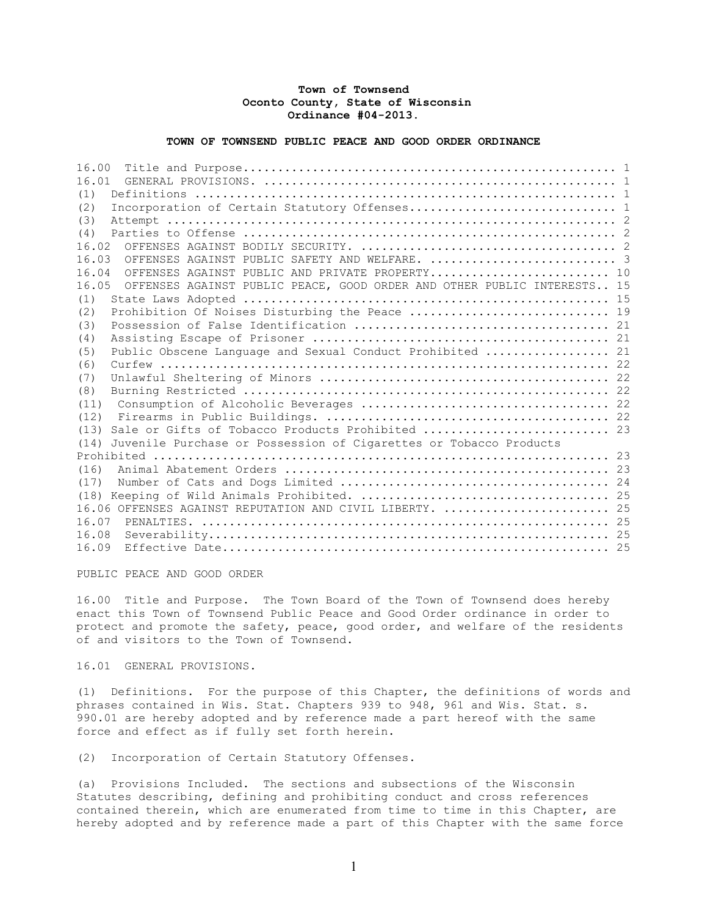**Town of Townsend**
**Oconto County, State of Wisconsin**
**Ordinance #04-2013.**

**TOWN OF TOWNSEND PUBLIC PEACE AND GOOD ORDER ORDINANCE**

16.00 Title and Purpose.................................................... 1
16.01 GENERAL PROVISIONS. .................................................. 1
(1) Definitions ............................................................ 1
(2) Incorporation of Certain Statutory Offenses............................. 1
(3) Attempt ................................................................ 2
(4) Parties to Offense ..................................................... 2
16.02 OFFENSES AGAINST BODILY SECURITY. .................................... 2
16.03 OFFENSES AGAINST PUBLIC SAFETY AND WELFARE. .......................... 3
16.04 OFFENSES AGAINST PUBLIC AND PRIVATE PROPERTY.......................... 10
16.05 OFFENSES AGAINST PUBLIC PEACE, GOOD ORDER AND OTHER PUBLIC INTERESTS.. 15
(1) State Laws Adopted ..................................................... 15
(2) Prohibition Of Noises Disturbing the Peace ............................. 19
(3) Possession of False Identification ..................................... 21
(4) Assisting Escape of Prisoner ........................................... 21
(5) Public Obscene Language and Sexual Conduct Prohibited .................. 21
(6) Curfew ................................................................. 22
(7) Unlawful Sheltering of Minors .......................................... 22
(8) Burning Restricted ..................................................... 22
(11) Consumption of Alcoholic Beverages .................................... 22
(12) Firearms in Public Buildings. .......................................... 22
(13) Sale or Gifts of Tobacco Products Prohibited .......................... 23
(14) Juvenile Purchase or Possession of Cigarettes or Tobacco Products Prohibited .......................................................... 23
(16) Animal Abatement Orders ............................................... 23
(17) Number of Cats and Dogs Limited ....................................... 24
(18) Keeping of Wild Animals Prohibited. .................................... 25
16.06 OFFENSES AGAINST REPUTATION AND CIVIL LIBERTY. ....................... 25
16.07 PENALTIES. ........................................................... 25
16.08 Severability.......................................................... 25
16.09 Effective Date........................................................ 25

PUBLIC PEACE AND GOOD ORDER

16.00 Title and Purpose. The Town Board of the Town of Townsend does hereby enact this Town of Townsend Public Peace and Good Order ordinance in order to protect and promote the safety, peace, good order, and welfare of the residents of and visitors to the Town of Townsend.

16.01 GENERAL PROVISIONS.

(1) Definitions. For the purpose of this Chapter, the definitions of words and phrases contained in Wis. Stat. Chapters 939 to 948, 961 and Wis. Stat. s. 990.01 are hereby adopted and by reference made a part hereof with the same force and effect as if fully set forth herein.

(2) Incorporation of Certain Statutory Offenses.

(a) Provisions Included. The sections and subsections of the Wisconsin Statutes describing, defining and prohibiting conduct and cross references contained therein, which are enumerated from time to time in this Chapter, are hereby adopted and by reference made a part of this Chapter with the same force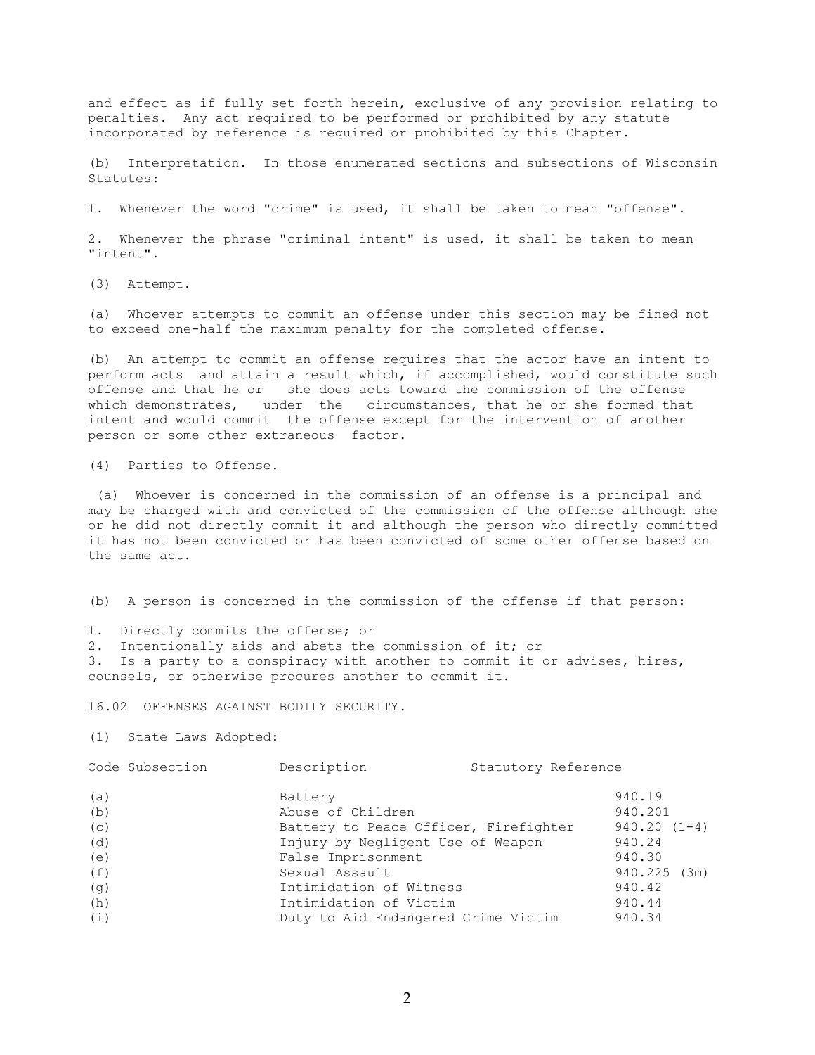and effect as if fully set forth herein, exclusive of any provision relating to penalties. Any act required to be performed or prohibited by any statute incorporated by reference is required or prohibited by this Chapter.

(b) Interpretation. In those enumerated sections and subsections of Wisconsin Statutes:

1. Whenever the word "crime" is used, it shall be taken to mean "offense".

2. Whenever the phrase "criminal intent" is used, it shall be taken to mean "intent".

(3) Attempt.

(a) Whoever attempts to commit an offense under this section may be fined not to exceed one-half the maximum penalty for the completed offense.

(b) An attempt to commit an offense requires that the actor have an intent to perform acts and attain a result which, if accomplished, would constitute such offense and that he or she does acts toward the commission of the offense which demonstrates, under the circumstances, that he or she formed that intent and would commit the offense except for the intervention of another person or some other extraneous factor.

(4) Parties to Offense.

(a) Whoever is concerned in the commission of an offense is a principal and may be charged with and convicted of the commission of the offense although she or he did not directly commit it and although the person who directly committed it has not been convicted or has been convicted of some other offense based on the same act.

(b) A person is concerned in the commission of the offense if that person:

1. Directly commits the offense; or
2. Intentionally aids and abets the commission of it; or
3. Is a party to a conspiracy with another to commit it or advises, hires, counsels, or otherwise procures another to commit it.

16.02 OFFENSES AGAINST BODILY SECURITY.

(1) State Laws Adopted:

| Code Subsection | Description | Statutory Reference |
|---|---|---|
| (a) | Battery | 940.19 |
| (b) | Abuse of Children | 940.201 |
| (c) | Battery to Peace Officer, Firefighter | 940.20 (1-4) |
| (d) | Injury by Negligent Use of Weapon | 940.24 |
| (e) | False Imprisonment | 940.30 |
| (f) | Sexual Assault | 940.225 (3m) |
| (g) | Intimidation of Witness | 940.42 |
| (h) | Intimidation of Victim | 940.44 |
| (i) | Duty to Aid Endangered Crime Victim | 940.34 |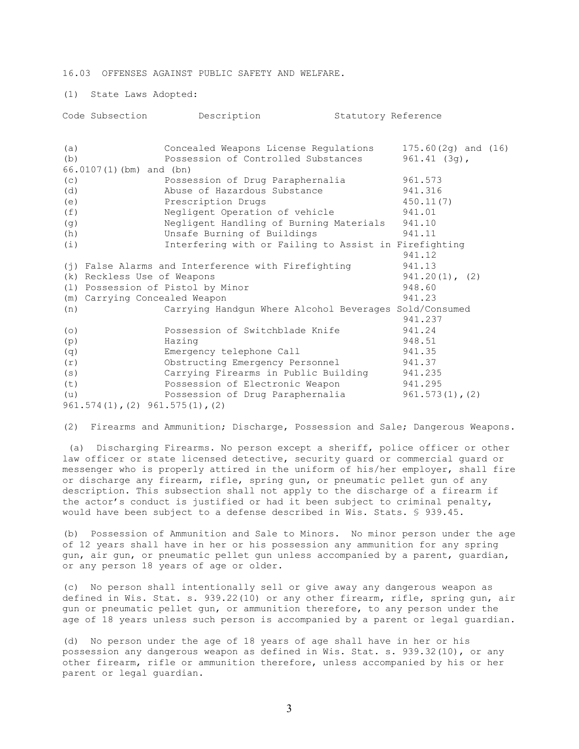16.03 OFFENSES AGAINST PUBLIC SAFETY AND WELFARE.

(1) State Laws Adopted:

| Code Subsection | Description | Statutory Reference |
|---|---|---|
| (a) | Concealed Weapons License Regulations | 175.60(2g) and (16) |
| (b) | Possession of Controlled Substances | 961.41 (3g), 66.0107(1)(bm) and (bn) |
| (c) | Possession of Drug Paraphernalia | 961.573 |
| (d) | Abuse of Hazardous Substance | 941.316 |
| (e) | Prescription Drugs | 450.11(7) |
| (f) | Negligent Operation of vehicle | 941.01 |
| (g) | Negligent Handling of Burning Materials | 941.10 |
| (h) | Unsafe Burning of Buildings | 941.11 |
| (i) | Interfering with or Failing to Assist in Firefighting | 941.12 |
| (j) | False Alarms and Interference with Firefighting | 941.13 |
| (k) | Reckless Use of Weapons | 941.20(1), (2) |
| (l) | Possession of Pistol by Minor | 948.60 |
| (m) | Carrying Concealed Weapon | 941.23 |
| (n) | Carrying Handgun Where Alcohol Beverages Sold/Consumed | 941.237 |
| (o) | Possession of Switchblade Knife | 941.24 |
| (p) | Hazing | 948.51 |
| (q) | Emergency telephone Call | 941.35 |
| (r) | Obstructing Emergency Personnel | 941.37 |
| (s) | Carrying Firearms in Public Building | 941.235 |
| (t) | Possession of Electronic Weapon | 941.295 |
| (u) | Possession of Drug Paraphernalia | 961.573(1),(2) 961.574(1),(2) 961.575(1),(2) |

(2) Firearms and Ammunition; Discharge, Possession and Sale; Dangerous Weapons.

(a) Discharging Firearms. No person except a sheriff, police officer or other law officer or state licensed detective, security guard or commercial guard or messenger who is properly attired in the uniform of his/her employer, shall fire or discharge any firearm, rifle, spring gun, or pneumatic pellet gun of any description. This subsection shall not apply to the discharge of a firearm if the actor's conduct is justified or had it been subject to criminal penalty, would have been subject to a defense described in Wis. Stats. § 939.45.

(b) Possession of Ammunition and Sale to Minors. No minor person under the age of 12 years shall have in her or his possession any ammunition for any spring gun, air gun, or pneumatic pellet gun unless accompanied by a parent, guardian, or any person 18 years of age or older.

(c) No person shall intentionally sell or give away any dangerous weapon as defined in Wis. Stat. s. 939.22(10) or any other firearm, rifle, spring gun, air gun or pneumatic pellet gun, or ammunition therefore, to any person under the age of 18 years unless such person is accompanied by a parent or legal guardian.

(d) No person under the age of 18 years of age shall have in her or his possession any dangerous weapon as defined in Wis. Stat. s. 939.32(10), or any other firearm, rifle or ammunition therefore, unless accompanied by his or her parent or legal guardian.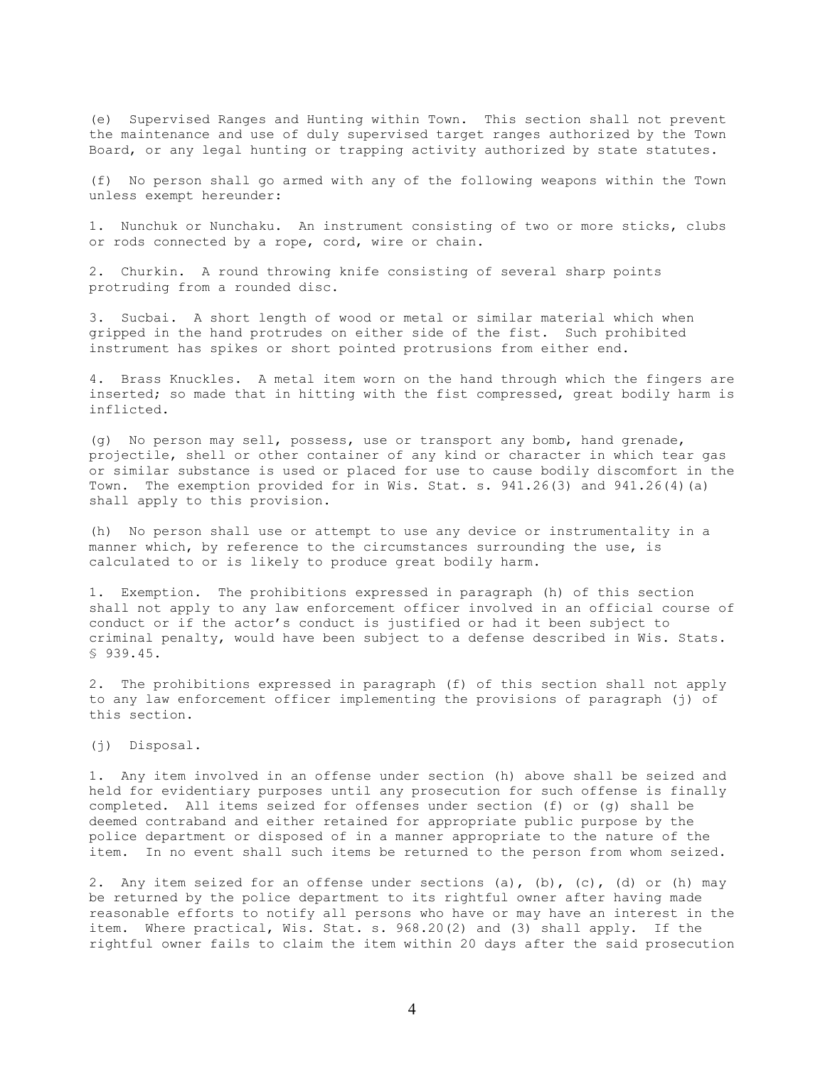(e) Supervised Ranges and Hunting within Town. This section shall not prevent the maintenance and use of duly supervised target ranges authorized by the Town Board, or any legal hunting or trapping activity authorized by state statutes.

(f) No person shall go armed with any of the following weapons within the Town unless exempt hereunder:

1. Nunchuk or Nunchaku. An instrument consisting of two or more sticks, clubs or rods connected by a rope, cord, wire or chain.

2. Churkin. A round throwing knife consisting of several sharp points protruding from a rounded disc.

3. Sucbai. A short length of wood or metal or similar material which when gripped in the hand protrudes on either side of the fist. Such prohibited instrument has spikes or short pointed protrusions from either end.

4. Brass Knuckles. A metal item worn on the hand through which the fingers are inserted; so made that in hitting with the fist compressed, great bodily harm is inflicted.

(g) No person may sell, possess, use or transport any bomb, hand grenade, projectile, shell or other container of any kind or character in which tear gas or similar substance is used or placed for use to cause bodily discomfort in the Town. The exemption provided for in Wis. Stat. s. 941.26(3) and 941.26(4)(a) shall apply to this provision.

(h) No person shall use or attempt to use any device or instrumentality in a manner which, by reference to the circumstances surrounding the use, is calculated to or is likely to produce great bodily harm.

1. Exemption. The prohibitions expressed in paragraph (h) of this section shall not apply to any law enforcement officer involved in an official course of conduct or if the actor's conduct is justified or had it been subject to criminal penalty, would have been subject to a defense described in Wis. Stats. § 939.45.

2. The prohibitions expressed in paragraph (f) of this section shall not apply to any law enforcement officer implementing the provisions of paragraph (j) of this section.

(j) Disposal.

1. Any item involved in an offense under section (h) above shall be seized and held for evidentiary purposes until any prosecution for such offense is finally completed. All items seized for offenses under section (f) or (g) shall be deemed contraband and either retained for appropriate public purpose by the police department or disposed of in a manner appropriate to the nature of the item. In no event shall such items be returned to the person from whom seized.

2. Any item seized for an offense under sections (a), (b), (c), (d) or (h) may be returned by the police department to its rightful owner after having made reasonable efforts to notify all persons who have or may have an interest in the item. Where practical, Wis. Stat. s. 968.20(2) and (3) shall apply. If the rightful owner fails to claim the item within 20 days after the said prosecution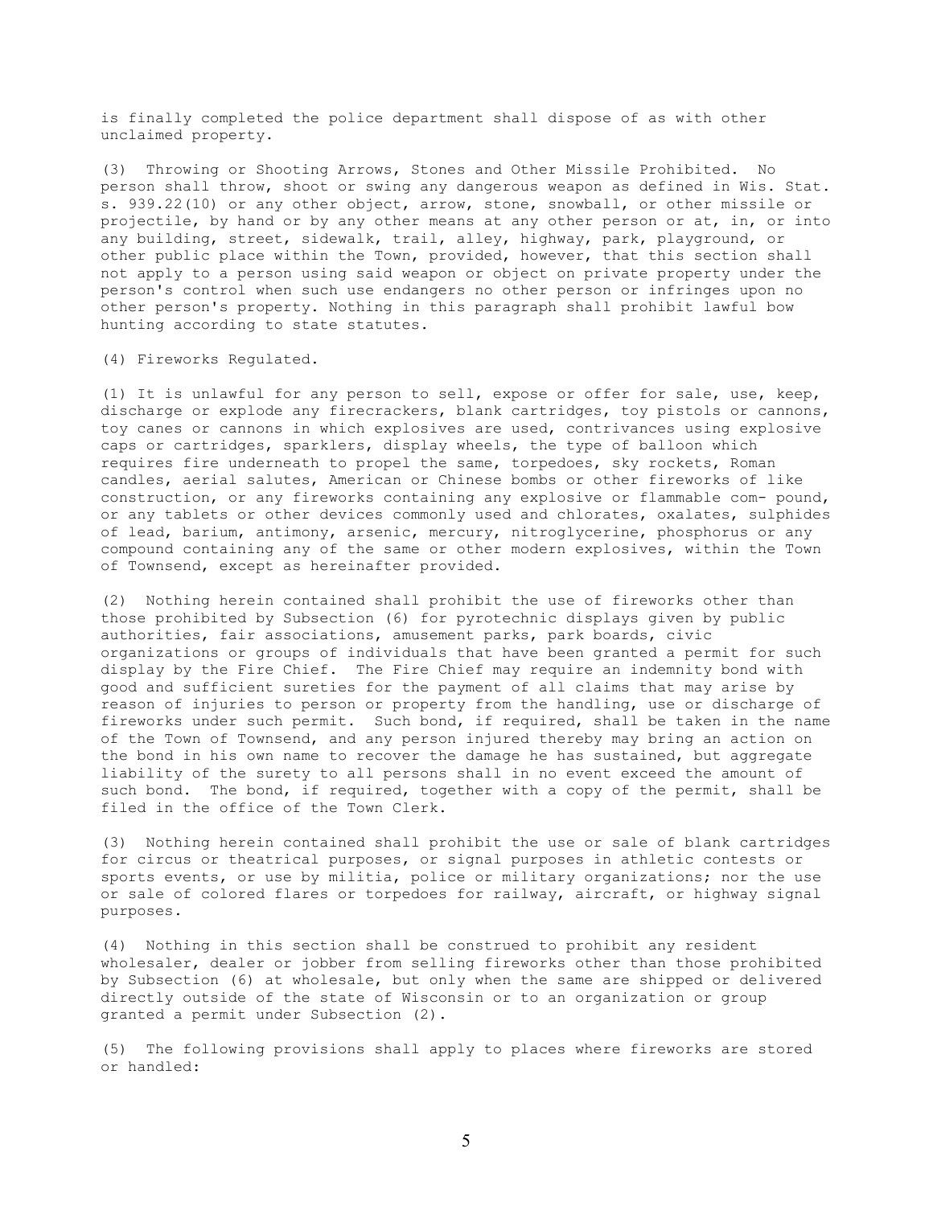is finally completed the police department shall dispose of as with other unclaimed property.

(3) Throwing or Shooting Arrows, Stones and Other Missile Prohibited. No person shall throw, shoot or swing any dangerous weapon as defined in Wis. Stat. s. 939.22(10) or any other object, arrow, stone, snowball, or other missile or projectile, by hand or by any other means at any other person or at, in, or into any building, street, sidewalk, trail, alley, highway, park, playground, or other public place within the Town, provided, however, that this section shall not apply to a person using said weapon or object on private property under the person's control when such use endangers no other person or infringes upon no other person's property. Nothing in this paragraph shall prohibit lawful bow hunting according to state statutes.

(4) Fireworks Regulated.

(1) It is unlawful for any person to sell, expose or offer for sale, use, keep, discharge or explode any firecrackers, blank cartridges, toy pistols or cannons, toy canes or cannons in which explosives are used, contrivances using explosive caps or cartridges, sparklers, display wheels, the type of balloon which requires fire underneath to propel the same, torpedoes, sky rockets, Roman candles, aerial salutes, American or Chinese bombs or other fireworks of like construction, or any fireworks containing any explosive or flammable com- pound, or any tablets or other devices commonly used and chlorates, oxalates, sulphides of lead, barium, antimony, arsenic, mercury, nitroglycerine, phosphorus or any compound containing any of the same or other modern explosives, within the Town of Townsend, except as hereinafter provided.

(2) Nothing herein contained shall prohibit the use of fireworks other than those prohibited by Subsection (6) for pyrotechnic displays given by public authorities, fair associations, amusement parks, park boards, civic organizations or groups of individuals that have been granted a permit for such display by the Fire Chief. The Fire Chief may require an indemnity bond with good and sufficient sureties for the payment of all claims that may arise by reason of injuries to person or property from the handling, use or discharge of fireworks under such permit. Such bond, if required, shall be taken in the name of the Town of Townsend, and any person injured thereby may bring an action on the bond in his own name to recover the damage he has sustained, but aggregate liability of the surety to all persons shall in no event exceed the amount of such bond. The bond, if required, together with a copy of the permit, shall be filed in the office of the Town Clerk.

(3) Nothing herein contained shall prohibit the use or sale of blank cartridges for circus or theatrical purposes, or signal purposes in athletic contests or sports events, or use by militia, police or military organizations; nor the use or sale of colored flares or torpedoes for railway, aircraft, or highway signal purposes.

(4) Nothing in this section shall be construed to prohibit any resident wholesaler, dealer or jobber from selling fireworks other than those prohibited by Subsection (6) at wholesale, but only when the same are shipped or delivered directly outside of the state of Wisconsin or to an organization or group granted a permit under Subsection (2).

(5) The following provisions shall apply to places where fireworks are stored or handled: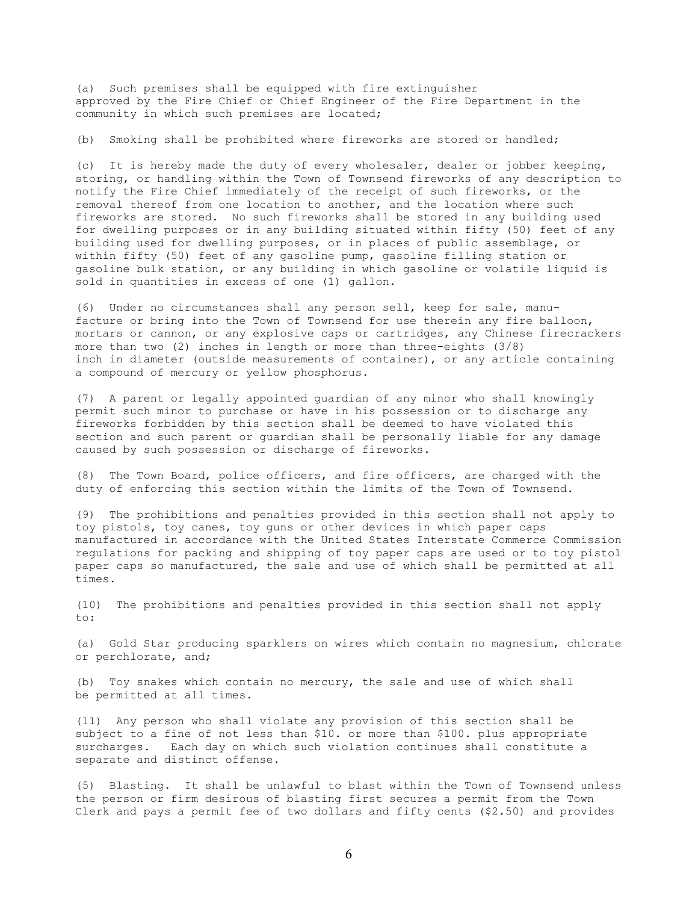(a) Such premises shall be equipped with fire extinguisher approved by the Fire Chief or Chief Engineer of the Fire Department in the community in which such premises are located;

(b) Smoking shall be prohibited where fireworks are stored or handled;

(c) It is hereby made the duty of every wholesaler, dealer or jobber keeping, storing, or handling within the Town of Townsend fireworks of any description to notify the Fire Chief immediately of the receipt of such fireworks, or the removal thereof from one location to another, and the location where such fireworks are stored. No such fireworks shall be stored in any building used for dwelling purposes or in any building situated within fifty (50) feet of any building used for dwelling purposes, or in places of public assemblage, or within fifty (50) feet of any gasoline pump, gasoline filling station or gasoline bulk station, or any building in which gasoline or volatile liquid is sold in quantities in excess of one (1) gallon.

(6) Under no circumstances shall any person sell, keep for sale, manufacture or bring into the Town of Townsend for use therein any fire balloon, mortars or cannon, or any explosive caps or cartridges, any Chinese firecrackers more than two (2) inches in length or more than three-eights (3/8) inch in diameter (outside measurements of container), or any article containing a compound of mercury or yellow phosphorus.

(7) A parent or legally appointed guardian of any minor who shall knowingly permit such minor to purchase or have in his possession or to discharge any fireworks forbidden by this section shall be deemed to have violated this section and such parent or guardian shall be personally liable for any damage caused by such possession or discharge of fireworks.

(8) The Town Board, police officers, and fire officers, are charged with the duty of enforcing this section within the limits of the Town of Townsend.

(9) The prohibitions and penalties provided in this section shall not apply to toy pistols, toy canes, toy guns or other devices in which paper caps manufactured in accordance with the United States Interstate Commerce Commission regulations for packing and shipping of toy paper caps are used or to toy pistol paper caps so manufactured, the sale and use of which shall be permitted at all times.

(10) The prohibitions and penalties provided in this section shall not apply to:

(a) Gold Star producing sparklers on wires which contain no magnesium, chlorate or perchlorate, and;

(b) Toy snakes which contain no mercury, the sale and use of which shall be permitted at all times.

(11) Any person who shall violate any provision of this section shall be subject to a fine of not less than $10. or more than $100. plus appropriate surcharges. Each day on which such violation continues shall constitute a separate and distinct offense.

(5) Blasting. It shall be unlawful to blast within the Town of Townsend unless the person or firm desirous of blasting first secures a permit from the Town Clerk and pays a permit fee of two dollars and fifty cents ($2.50) and provides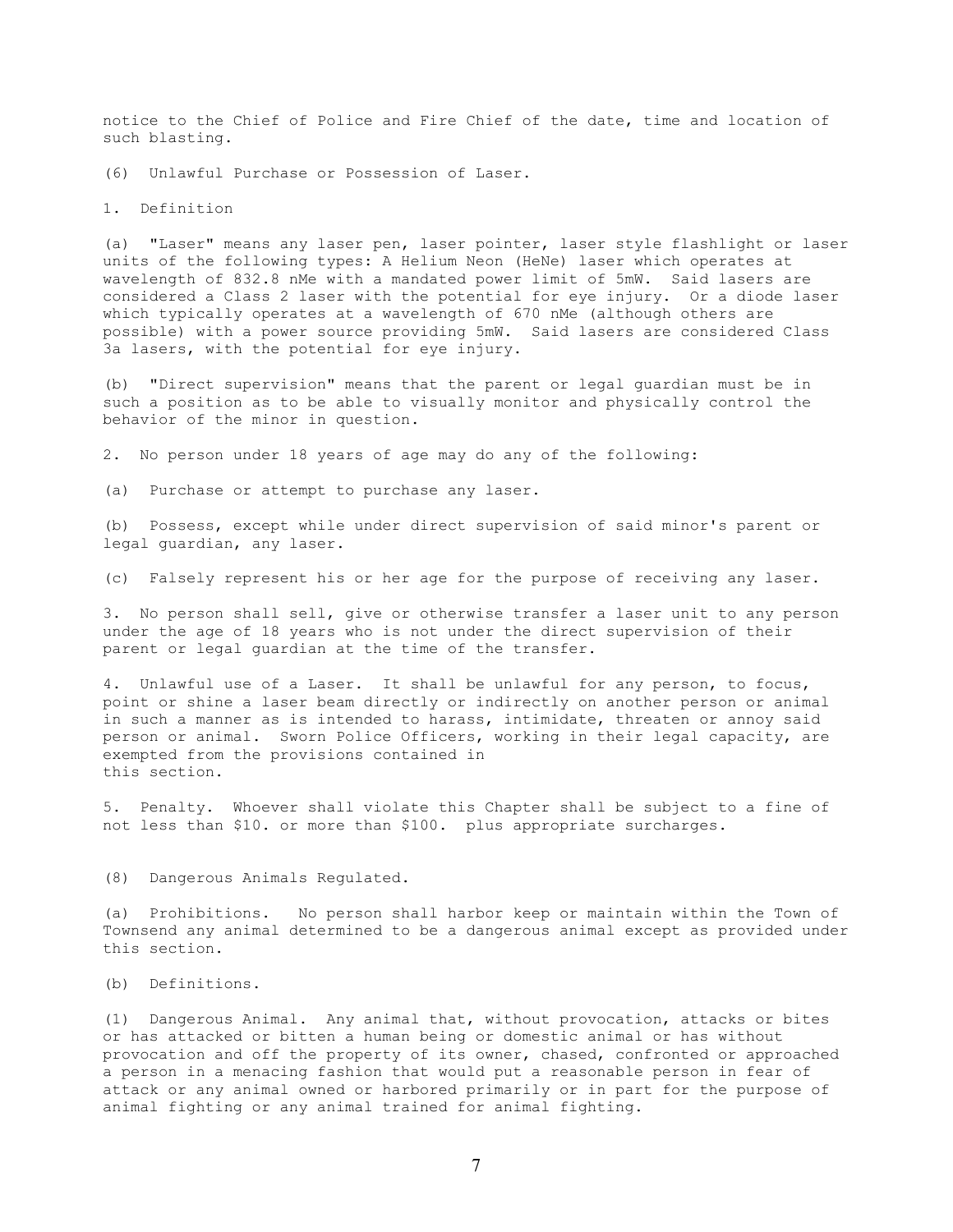notice to the Chief of Police and Fire Chief of the date, time and location of such blasting.

(6) Unlawful Purchase or Possession of Laser.

1. Definition

(a) "Laser" means any laser pen, laser pointer, laser style flashlight or laser units of the following types: A Helium Neon (HeNe) laser which operates at wavelength of 832.8 nMe with a mandated power limit of 5mW. Said lasers are considered a Class 2 laser with the potential for eye injury. Or a diode laser which typically operates at a wavelength of 670 nMe (although others are possible) with a power source providing 5mW. Said lasers are considered Class 3a lasers, with the potential for eye injury.

(b) "Direct supervision" means that the parent or legal guardian must be in such a position as to be able to visually monitor and physically control the behavior of the minor in question.

2. No person under 18 years of age may do any of the following:

(a) Purchase or attempt to purchase any laser.

(b) Possess, except while under direct supervision of said minor's parent or legal guardian, any laser.

(c) Falsely represent his or her age for the purpose of receiving any laser.

3. No person shall sell, give or otherwise transfer a laser unit to any person under the age of 18 years who is not under the direct supervision of their parent or legal guardian at the time of the transfer.

4. Unlawful use of a Laser. It shall be unlawful for any person, to focus, point or shine a laser beam directly or indirectly on another person or animal in such a manner as is intended to harass, intimidate, threaten or annoy said person or animal. Sworn Police Officers, working in their legal capacity, are exempted from the provisions contained in this section.

5. Penalty. Whoever shall violate this Chapter shall be subject to a fine of not less than $10. or more than $100. plus appropriate surcharges.

(8) Dangerous Animals Regulated.

(a) Prohibitions. No person shall harbor keep or maintain within the Town of Townsend any animal determined to be a dangerous animal except as provided under this section.

(b) Definitions.

(1) Dangerous Animal. Any animal that, without provocation, attacks or bites or has attacked or bitten a human being or domestic animal or has without provocation and off the property of its owner, chased, confronted or approached a person in a menacing fashion that would put a reasonable person in fear of attack or any animal owned or harbored primarily or in part for the purpose of animal fighting or any animal trained for animal fighting.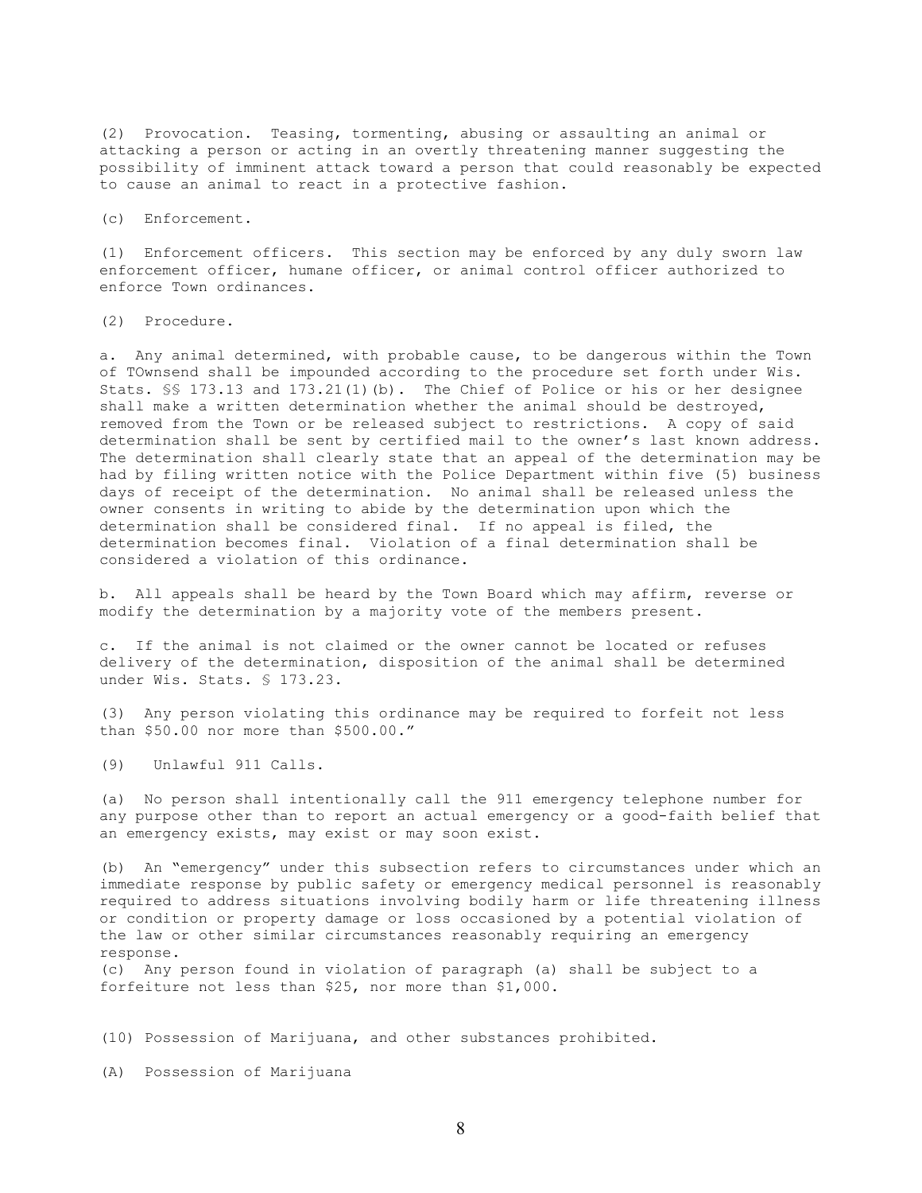(2) Provocation. Teasing, tormenting, abusing or assaulting an animal or attacking a person or acting in an overtly threatening manner suggesting the possibility of imminent attack toward a person that could reasonably be expected to cause an animal to react in a protective fashion.

(c) Enforcement.

(1) Enforcement officers. This section may be enforced by any duly sworn law enforcement officer, humane officer, or animal control officer authorized to enforce Town ordinances.

(2) Procedure.

a. Any animal determined, with probable cause, to be dangerous within the Town of TOwnsend shall be impounded according to the procedure set forth under Wis. Stats. §§ 173.13 and 173.21(1)(b). The Chief of Police or his or her designee shall make a written determination whether the animal should be destroyed, removed from the Town or be released subject to restrictions. A copy of said determination shall be sent by certified mail to the owner's last known address. The determination shall clearly state that an appeal of the determination may be had by filing written notice with the Police Department within five (5) business days of receipt of the determination. No animal shall be released unless the owner consents in writing to abide by the determination upon which the determination shall be considered final. If no appeal is filed, the determination becomes final. Violation of a final determination shall be considered a violation of this ordinance.

b. All appeals shall be heard by the Town Board which may affirm, reverse or modify the determination by a majority vote of the members present.

c. If the animal is not claimed or the owner cannot be located or refuses delivery of the determination, disposition of the animal shall be determined under Wis. Stats. § 173.23.

(3) Any person violating this ordinance may be required to forfeit not less than $50.00 nor more than $500.00."

(9) Unlawful 911 Calls.

(a) No person shall intentionally call the 911 emergency telephone number for any purpose other than to report an actual emergency or a good-faith belief that an emergency exists, may exist or may soon exist.

(b) An "emergency" under this subsection refers to circumstances under which an immediate response by public safety or emergency medical personnel is reasonably required to address situations involving bodily harm or life threatening illness or condition or property damage or loss occasioned by a potential violation of the law or other similar circumstances reasonably requiring an emergency response.

(c) Any person found in violation of paragraph (a) shall be subject to a forfeiture not less than $25, nor more than $1,000.

(10) Possession of Marijuana, and other substances prohibited.

(A) Possession of Marijuana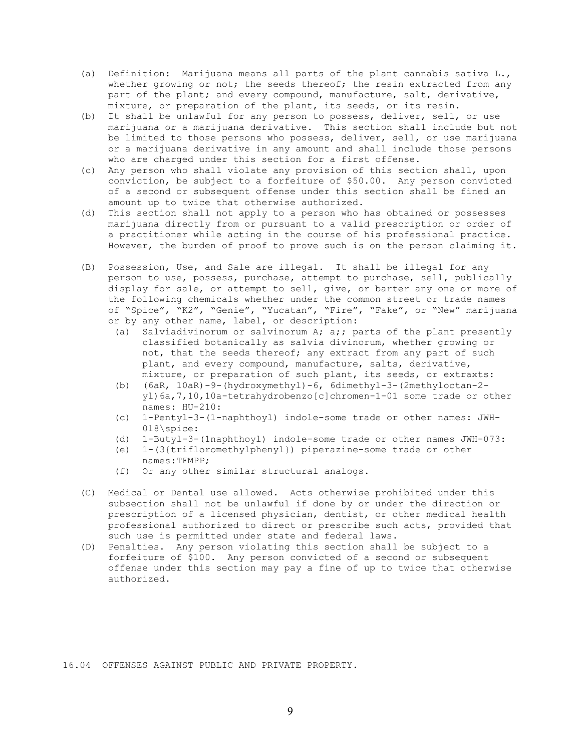(a) Definition: Marijuana means all parts of the plant cannabis sativa L., whether growing or not; the seeds thereof; the resin extracted from any part of the plant; and every compound, manufacture, salt, derivative, mixture, or preparation of the plant, its seeds, or its resin.

(b) It shall be unlawful for any person to possess, deliver, sell, or use marijuana or a marijuana derivative. This section shall include but not be limited to those persons who possess, deliver, sell, or use marijuana or a marijuana derivative in any amount and shall include those persons who are charged under this section for a first offense.

(c) Any person who shall violate any provision of this section shall, upon conviction, be subject to a forfeiture of $50.00. Any person convicted of a second or subsequent offense under this section shall be fined an amount up to twice that otherwise authorized.

(d) This section shall not apply to a person who has obtained or possesses marijuana directly from or pursuant to a valid prescription or order of a practitioner while acting in the course of his professional practice. However, the burden of proof to prove such is on the person claiming it.

(B) Possession, Use, and Sale are illegal. It shall be illegal for any person to use, possess, purchase, attempt to purchase, sell, publically display for sale, or attempt to sell, give, or barter any one or more of the following chemicals whether under the common street or trade names of "Spice", "K2", "Genie", "Yucatan", "Fire", "Fake", or "New" marijuana or by any other name, label, or description:

  (a) Salviadivinorum or salvinorum A; a;; parts of the plant presently classified botanically as salvia divinorum, whether growing or not, that the seeds thereof; any extract from any part of such plant, and every compound, manufacture, salts, derivative, mixture, or preparation of such plant, its seeds, or extraxts:

  (b) (6aR, 10aR)-9-(hydroxymethyl)-6, 6dimethyl-3-(2methyloctan-2-yl)6a,7,10,10a-tetrahydrobenzo[c]chromen-1-01 some trade or other names: HU-210:

  (c) 1-Pentyl-3-(1-naphthoyl) indole-some trade or other names: JWH-018\spice:

  (d) 1-Butyl-3-(1naphthoyl) indole-some trade or other names JWH-073:

  (e) 1-(3{trifloromethylphenyl}) piperazine-some trade or other names:TFMPP;

  (f) Or any other similar structural analogs.

(C) Medical or Dental use allowed. Acts otherwise prohibited under this subsection shall not be unlawful if done by or under the direction or prescription of a licensed physician, dentist, or other medical health professional authorized to direct or prescribe such acts, provided that such use is permitted under state and federal laws.

(D) Penalties. Any person violating this section shall be subject to a forfeiture of $100. Any person convicted of a second or subsequent offense under this section may pay a fine of up to twice that otherwise authorized.

16.04 OFFENSES AGAINST PUBLIC AND PRIVATE PROPERTY.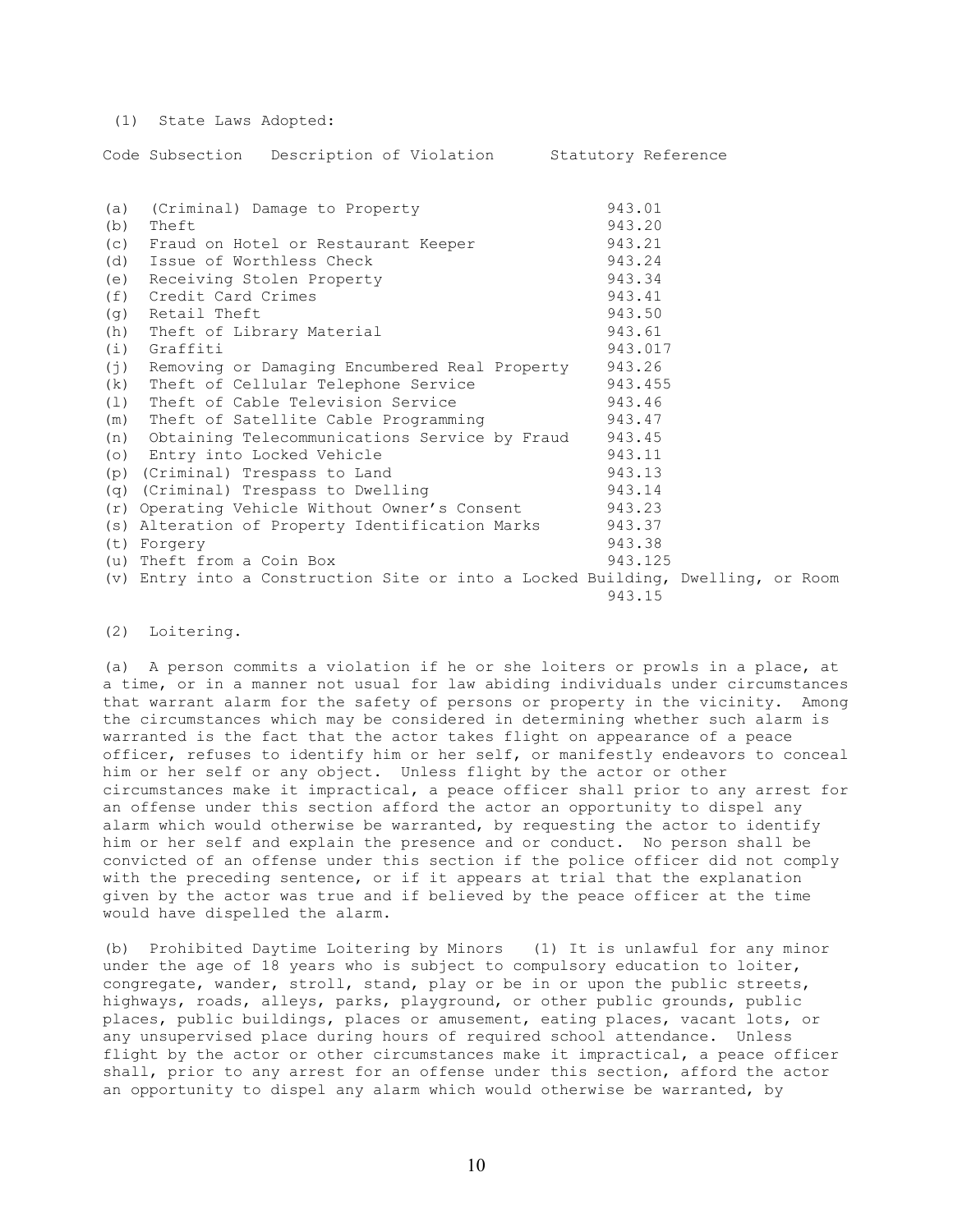(1) State Laws Adopted:

| Code Subsection | Description of Violation | Statutory Reference |
|---|---|---|
| (a) | (Criminal) Damage to Property | 943.01 |
| (b) | Theft | 943.20 |
| (c) | Fraud on Hotel or Restaurant Keeper | 943.21 |
| (d) | Issue of Worthless Check | 943.24 |
| (e) | Receiving Stolen Property | 943.34 |
| (f) | Credit Card Crimes | 943.41 |
| (g) | Retail Theft | 943.50 |
| (h) | Theft of Library Material | 943.61 |
| (i) | Graffiti | 943.017 |
| (j) | Removing or Damaging Encumbered Real Property | 943.26 |
| (k) | Theft of Cellular Telephone Service | 943.455 |
| (l) | Theft of Cable Television Service | 943.46 |
| (m) | Theft of Satellite Cable Programming | 943.47 |
| (n) | Obtaining Telecommunications Service by Fraud | 943.45 |
| (o) | Entry into Locked Vehicle | 943.11 |
| (p) | (Criminal) Trespass to Land | 943.13 |
| (q) | (Criminal) Trespass to Dwelling | 943.14 |
| (r) | Operating Vehicle Without Owner's Consent | 943.23 |
| (s) | Alteration of Property Identification Marks | 943.37 |
| (t) | Forgery | 943.38 |
| (u) | Theft from a Coin Box | 943.125 |
| (v) | Entry into a Construction Site or into a Locked Building, Dwelling, or Room | 943.15 |

(2) Loitering.

(a) A person commits a violation if he or she loiters or prowls in a place, at a time, or in a manner not usual for law abiding individuals under circumstances that warrant alarm for the safety of persons or property in the vicinity. Among the circumstances which may be considered in determining whether such alarm is warranted is the fact that the actor takes flight on appearance of a peace officer, refuses to identify him or her self, or manifestly endeavors to conceal him or her self or any object. Unless flight by the actor or other circumstances make it impractical, a peace officer shall prior to any arrest for an offense under this section afford the actor an opportunity to dispel any alarm which would otherwise be warranted, by requesting the actor to identify him or her self and explain the presence and or conduct. No person shall be convicted of an offense under this section if the police officer did not comply with the preceding sentence, or if it appears at trial that the explanation given by the actor was true and if believed by the peace officer at the time would have dispelled the alarm.

(b) Prohibited Daytime Loitering by Minors (1) It is unlawful for any minor under the age of 18 years who is subject to compulsory education to loiter, congregate, wander, stroll, stand, play or be in or upon the public streets, highways, roads, alleys, parks, playground, or other public grounds, public places, public buildings, places or amusement, eating places, vacant lots, or any unsupervised place during hours of required school attendance. Unless flight by the actor or other circumstances make it impractical, a peace officer shall, prior to any arrest for an offense under this section, afford the actor an opportunity to dispel any alarm which would otherwise be warranted, by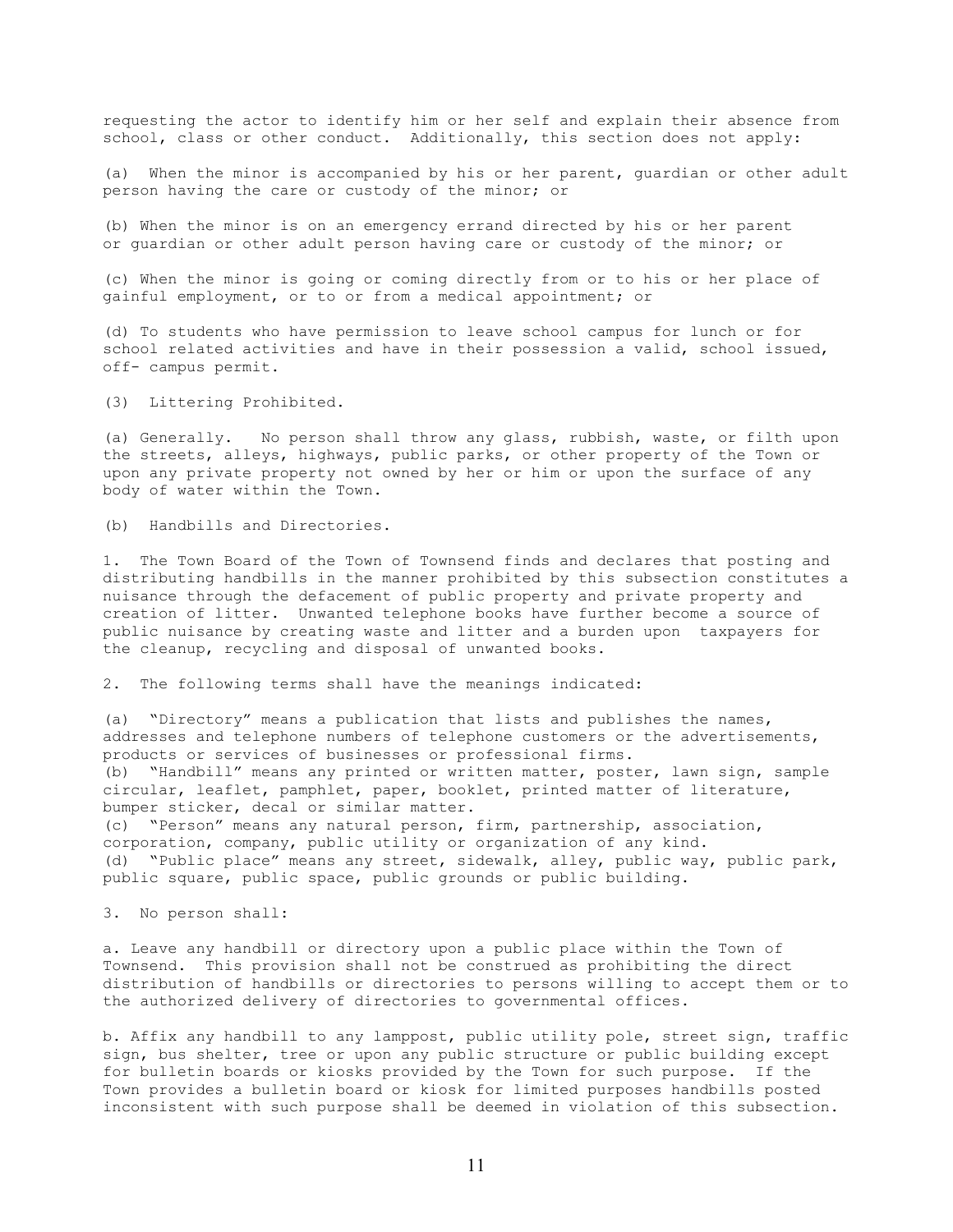requesting the actor to identify him or her self and explain their absence from school, class or other conduct. Additionally, this section does not apply:

(a) When the minor is accompanied by his or her parent, guardian or other adult person having the care or custody of the minor; or

(b) When the minor is on an emergency errand directed by his or her parent or guardian or other adult person having care or custody of the minor; or

(c) When the minor is going or coming directly from or to his or her place of gainful employment, or to or from a medical appointment; or

(d) To students who have permission to leave school campus for lunch or for school related activities and have in their possession a valid, school issued, off- campus permit.

(3) Littering Prohibited.

(a) Generally. No person shall throw any glass, rubbish, waste, or filth upon the streets, alleys, highways, public parks, or other property of the Town or upon any private property not owned by her or him or upon the surface of any body of water within the Town.

(b) Handbills and Directories.

1. The Town Board of the Town of Townsend finds and declares that posting and distributing handbills in the manner prohibited by this subsection constitutes a nuisance through the defacement of public property and private property and creation of litter. Unwanted telephone books have further become a source of public nuisance by creating waste and litter and a burden upon taxpayers for the cleanup, recycling and disposal of unwanted books.

2. The following terms shall have the meanings indicated:

(a) "Directory" means a publication that lists and publishes the names, addresses and telephone numbers of telephone customers or the advertisements, products or services of businesses or professional firms.
(b) "Handbill" means any printed or written matter, poster, lawn sign, sample circular, leaflet, pamphlet, paper, booklet, printed matter of literature, bumper sticker, decal or similar matter.
(c) "Person" means any natural person, firm, partnership, association, corporation, company, public utility or organization of any kind.
(d) "Public place" means any street, sidewalk, alley, public way, public park, public square, public space, public grounds or public building.

3. No person shall:

a. Leave any handbill or directory upon a public place within the Town of Townsend. This provision shall not be construed as prohibiting the direct distribution of handbills or directories to persons willing to accept them or to the authorized delivery of directories to governmental offices.

b. Affix any handbill to any lamppost, public utility pole, street sign, traffic sign, bus shelter, tree or upon any public structure or public building except for bulletin boards or kiosks provided by the Town for such purpose. If the Town provides a bulletin board or kiosk for limited purposes handbills posted inconsistent with such purpose shall be deemed in violation of this subsection.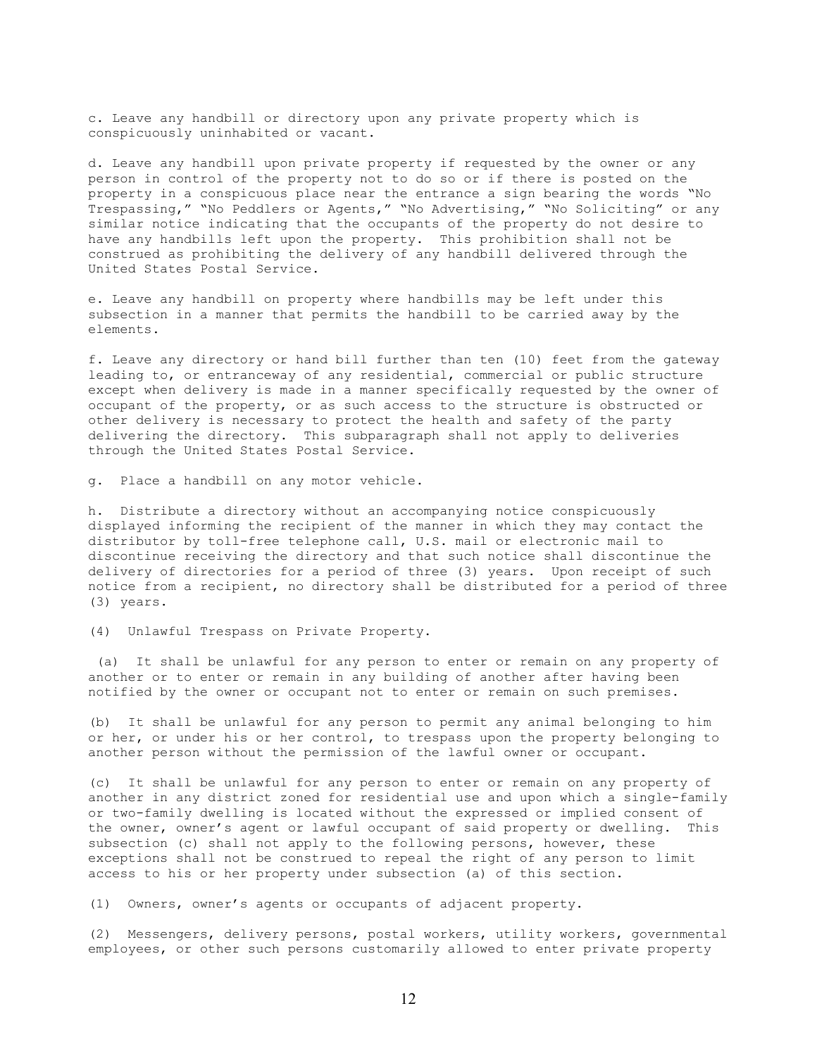c. Leave any handbill or directory upon any private property which is conspicuously uninhabited or vacant.

d. Leave any handbill upon private property if requested by the owner or any person in control of the property not to do so or if there is posted on the property in a conspicuous place near the entrance a sign bearing the words "No Trespassing," "No Peddlers or Agents," "No Advertising," "No Soliciting" or any similar notice indicating that the occupants of the property do not desire to have any handbills left upon the property. This prohibition shall not be construed as prohibiting the delivery of any handbill delivered through the United States Postal Service.

e. Leave any handbill on property where handbills may be left under this subsection in a manner that permits the handbill to be carried away by the elements.

f. Leave any directory or hand bill further than ten (10) feet from the gateway leading to, or entranceway of any residential, commercial or public structure except when delivery is made in a manner specifically requested by the owner of occupant of the property, or as such access to the structure is obstructed or other delivery is necessary to protect the health and safety of the party delivering the directory. This subparagraph shall not apply to deliveries through the United States Postal Service.

g. Place a handbill on any motor vehicle.

h. Distribute a directory without an accompanying notice conspicuously displayed informing the recipient of the manner in which they may contact the distributor by toll-free telephone call, U.S. mail or electronic mail to discontinue receiving the directory and that such notice shall discontinue the delivery of directories for a period of three (3) years. Upon receipt of such notice from a recipient, no directory shall be distributed for a period of three (3) years.

(4) Unlawful Trespass on Private Property.

(a) It shall be unlawful for any person to enter or remain on any property of another or to enter or remain in any building of another after having been notified by the owner or occupant not to enter or remain on such premises.

(b) It shall be unlawful for any person to permit any animal belonging to him or her, or under his or her control, to trespass upon the property belonging to another person without the permission of the lawful owner or occupant.

(c) It shall be unlawful for any person to enter or remain on any property of another in any district zoned for residential use and upon which a single-family or two-family dwelling is located without the expressed or implied consent of the owner, owner's agent or lawful occupant of said property or dwelling. This subsection (c) shall not apply to the following persons, however, these exceptions shall not be construed to repeal the right of any person to limit access to his or her property under subsection (a) of this section.

(1) Owners, owner's agents or occupants of adjacent property.

(2) Messengers, delivery persons, postal workers, utility workers, governmental employees, or other such persons customarily allowed to enter private property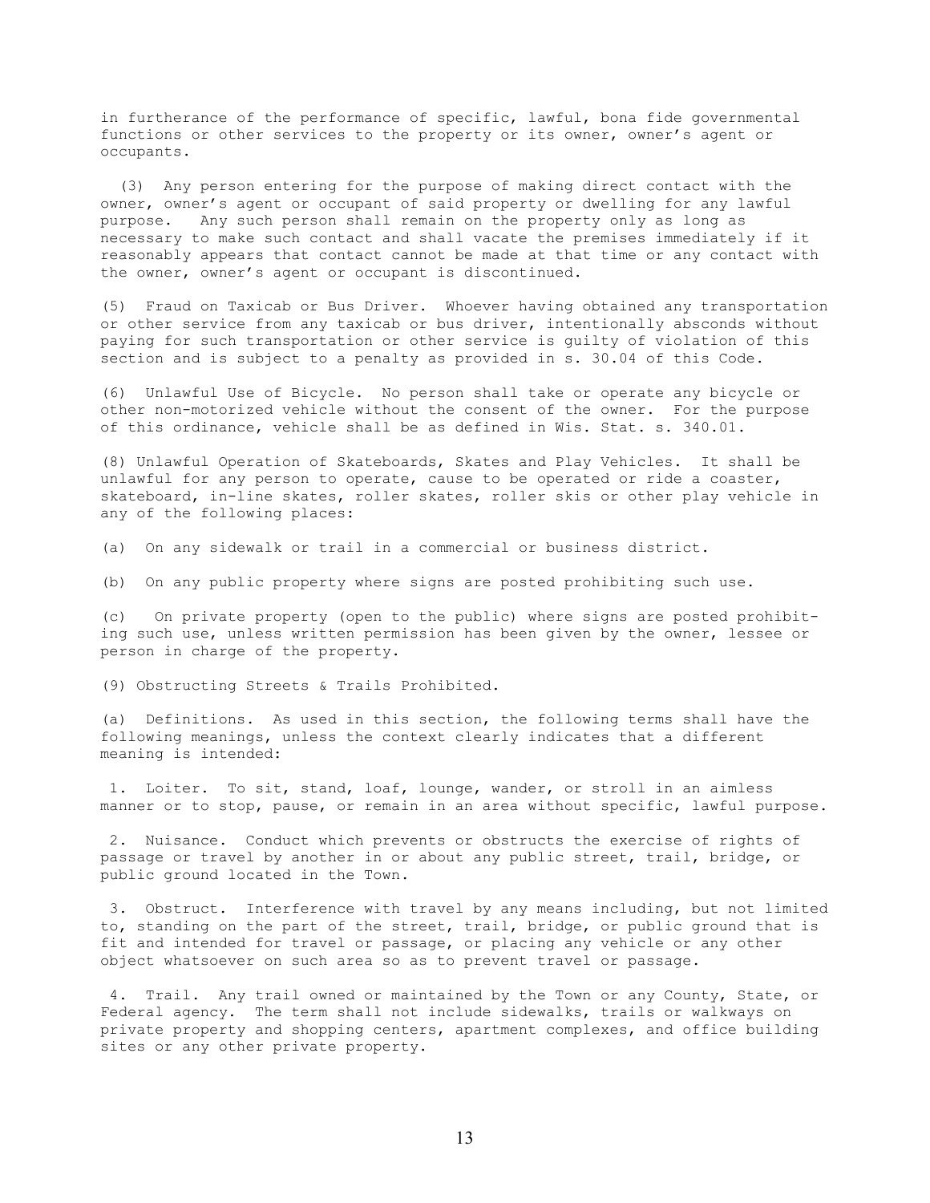in furtherance of the performance of specific, lawful, bona fide governmental functions or other services to the property or its owner, owner's agent or occupants.

(3) Any person entering for the purpose of making direct contact with the owner, owner's agent or occupant of said property or dwelling for any lawful purpose. Any such person shall remain on the property only as long as necessary to make such contact and shall vacate the premises immediately if it reasonably appears that contact cannot be made at that time or any contact with the owner, owner's agent or occupant is discontinued.

(5) Fraud on Taxicab or Bus Driver. Whoever having obtained any transportation or other service from any taxicab or bus driver, intentionally absconds without paying for such transportation or other service is guilty of violation of this section and is subject to a penalty as provided in s. 30.04 of this Code.

(6) Unlawful Use of Bicycle. No person shall take or operate any bicycle or other non-motorized vehicle without the consent of the owner. For the purpose of this ordinance, vehicle shall be as defined in Wis. Stat. s. 340.01.

(8) Unlawful Operation of Skateboards, Skates and Play Vehicles. It shall be unlawful for any person to operate, cause to be operated or ride a coaster, skateboard, in-line skates, roller skates, roller skis or other play vehicle in any of the following places:

(a) On any sidewalk or trail in a commercial or business district.

(b) On any public property where signs are posted prohibiting such use.

(c) On private property (open to the public) where signs are posted prohibiting such use, unless written permission has been given by the owner, lessee or person in charge of the property.

(9) Obstructing Streets & Trails Prohibited.

(a) Definitions. As used in this section, the following terms shall have the following meanings, unless the context clearly indicates that a different meaning is intended:

1. Loiter. To sit, stand, loaf, lounge, wander, or stroll in an aimless manner or to stop, pause, or remain in an area without specific, lawful purpose.

2. Nuisance. Conduct which prevents or obstructs the exercise of rights of passage or travel by another in or about any public street, trail, bridge, or public ground located in the Town.

3. Obstruct. Interference with travel by any means including, but not limited to, standing on the part of the street, trail, bridge, or public ground that is fit and intended for travel or passage, or placing any vehicle or any other object whatsoever on such area so as to prevent travel or passage.

4. Trail. Any trail owned or maintained by the Town or any County, State, or Federal agency. The term shall not include sidewalks, trails or walkways on private property and shopping centers, apartment complexes, and office building sites or any other private property.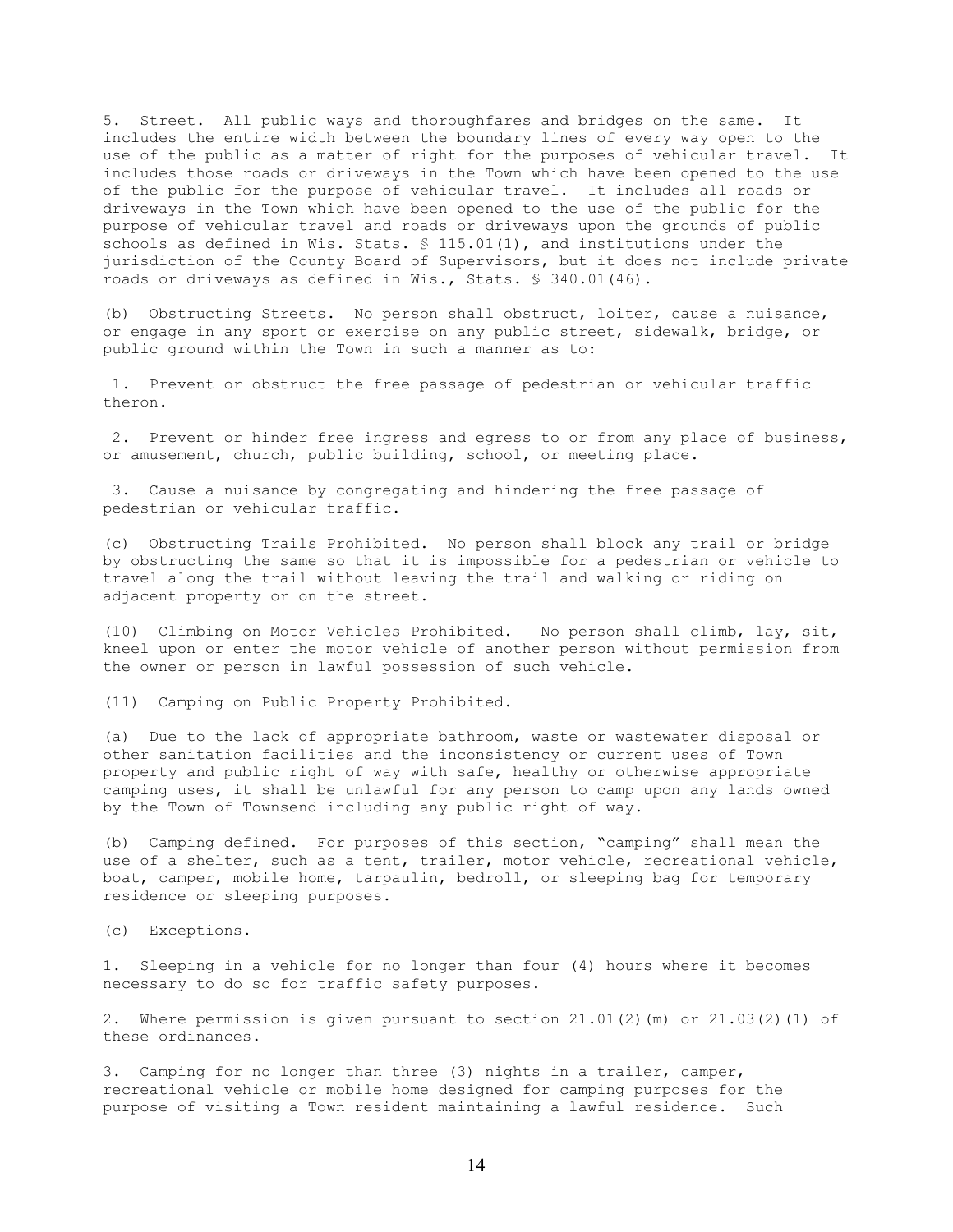5. Street. All public ways and thoroughfares and bridges on the same. It includes the entire width between the boundary lines of every way open to the use of the public as a matter of right for the purposes of vehicular travel. It includes those roads or driveways in the Town which have been opened to the use of the public for the purpose of vehicular travel. It includes all roads or driveways in the Town which have been opened to the use of the public for the purpose of vehicular travel and roads or driveways upon the grounds of public schools as defined in Wis. Stats. § 115.01(1), and institutions under the jurisdiction of the County Board of Supervisors, but it does not include private roads or driveways as defined in Wis., Stats. § 340.01(46).

(b) Obstructing Streets. No person shall obstruct, loiter, cause a nuisance, or engage in any sport or exercise on any public street, sidewalk, bridge, or public ground within the Town in such a manner as to:

1. Prevent or obstruct the free passage of pedestrian or vehicular traffic theron.

2. Prevent or hinder free ingress and egress to or from any place of business, or amusement, church, public building, school, or meeting place.

3. Cause a nuisance by congregating and hindering the free passage of pedestrian or vehicular traffic.

(c) Obstructing Trails Prohibited. No person shall block any trail or bridge by obstructing the same so that it is impossible for a pedestrian or vehicle to travel along the trail without leaving the trail and walking or riding on adjacent property or on the street.

(10) Climbing on Motor Vehicles Prohibited. No person shall climb, lay, sit, kneel upon or enter the motor vehicle of another person without permission from the owner or person in lawful possession of such vehicle.

(11) Camping on Public Property Prohibited.

(a) Due to the lack of appropriate bathroom, waste or wastewater disposal or other sanitation facilities and the inconsistency or current uses of Town property and public right of way with safe, healthy or otherwise appropriate camping uses, it shall be unlawful for any person to camp upon any lands owned by the Town of Townsend including any public right of way.

(b) Camping defined. For purposes of this section, "camping" shall mean the use of a shelter, such as a tent, trailer, motor vehicle, recreational vehicle, boat, camper, mobile home, tarpaulin, bedroll, or sleeping bag for temporary residence or sleeping purposes.

(c) Exceptions.

1. Sleeping in a vehicle for no longer than four (4) hours where it becomes necessary to do so for traffic safety purposes.

2. Where permission is given pursuant to section 21.01(2)(m) or 21.03(2)(1) of these ordinances.

3. Camping for no longer than three (3) nights in a trailer, camper, recreational vehicle or mobile home designed for camping purposes for the purpose of visiting a Town resident maintaining a lawful residence. Such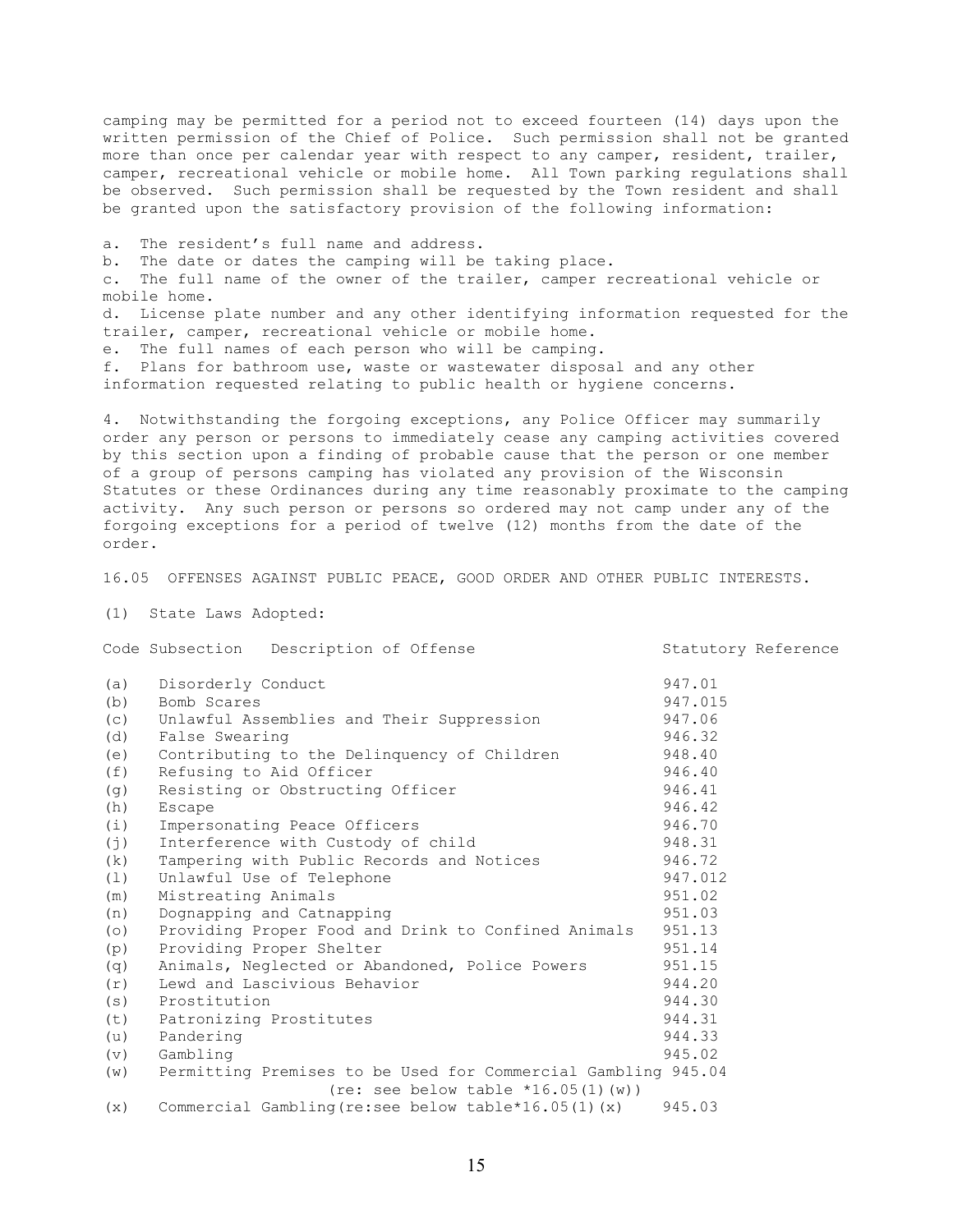camping may be permitted for a period not to exceed fourteen (14) days upon the written permission of the Chief of Police. Such permission shall not be granted more than once per calendar year with respect to any camper, resident, trailer, camper, recreational vehicle or mobile home. All Town parking regulations shall be observed. Such permission shall be requested by the Town resident and shall be granted upon the satisfactory provision of the following information:

a. The resident's full name and address.
b. The date or dates the camping will be taking place.
c. The full name of the owner of the trailer, camper recreational vehicle or mobile home.
d. License plate number and any other identifying information requested for the trailer, camper, recreational vehicle or mobile home.
e. The full names of each person who will be camping.
f. Plans for bathroom use, waste or wastewater disposal and any other information requested relating to public health or hygiene concerns.

4. Notwithstanding the forgoing exceptions, any Police Officer may summarily order any person or persons to immediately cease any camping activities covered by this section upon a finding of probable cause that the person or one member of a group of persons camping has violated any provision of the Wisconsin Statutes or these Ordinances during any time reasonably proximate to the camping activity. Any such person or persons so ordered may not camp under any of the forgoing exceptions for a period of twelve (12) months from the date of the order.

16.05 OFFENSES AGAINST PUBLIC PEACE, GOOD ORDER AND OTHER PUBLIC INTERESTS.

(1) State Laws Adopted:

| Code Subsection | Description of Offense | Statutory Reference |
|---|---|---|
| (a) | Disorderly Conduct | 947.01 |
| (b) | Bomb Scares | 947.015 |
| (c) | Unlawful Assemblies and Their Suppression | 947.06 |
| (d) | False Swearing | 946.32 |
| (e) | Contributing to the Delinquency of Children | 948.40 |
| (f) | Refusing to Aid Officer | 946.40 |
| (g) | Resisting or Obstructing Officer | 946.41 |
| (h) | Escape | 946.42 |
| (i) | Impersonating Peace Officers | 946.70 |
| (j) | Interference with Custody of child | 948.31 |
| (k) | Tampering with Public Records and Notices | 946.72 |
| (l) | Unlawful Use of Telephone | 947.012 |
| (m) | Mistreating Animals | 951.02 |
| (n) | Dognapping and Catnapping | 951.03 |
| (o) | Providing Proper Food and Drink to Confined Animals | 951.13 |
| (p) | Providing Proper Shelter | 951.14 |
| (q) | Animals, Neglected or Abandoned, Police Powers | 951.15 |
| (r) | Lewd and Lascivious Behavior | 944.20 |
| (s) | Prostitution | 944.30 |
| (t) | Patronizing Prostitutes | 944.31 |
| (u) | Pandering | 944.33 |
| (v) | Gambling | 945.02 |
| (w) | Permitting Premises to be Used for Commercial Gambling (re: see below table *16.05(1)(w)) | 945.04 |
| (x) | Commercial Gambling(re:see below table*16.05(1)(x) | 945.03 |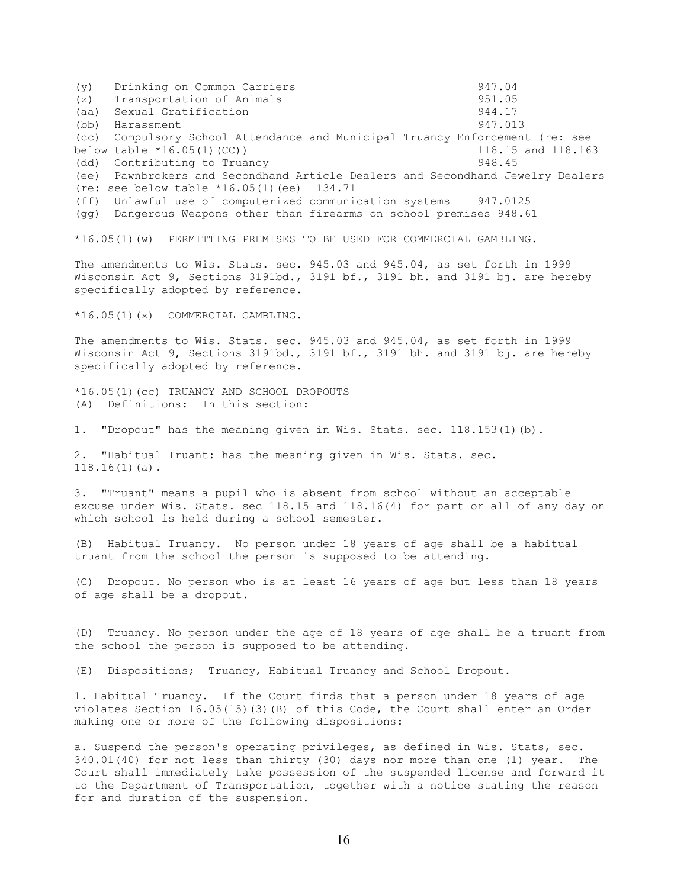| | | |
|---|---|---|
| (y) | Drinking on Common Carriers | 947.04 |
| (z) | Transportation of Animals | 951.05 |
| (aa) | Sexual Gratification | 944.17 |
| (bb) | Harassment | 947.013 |
| (cc) | Compulsory School Attendance and Municipal Truancy Enforcement (re: see below table *16.05(1)(CC)) | 118.15 and 118.163 |
| (dd) | Contributing to Truancy | 948.45 |
| (ee) | Pawnbrokers and Secondhand Article Dealers and Secondhand Jewelry Dealers (re: see below table *16.05(1)(ee) | 134.71 |
| (ff) | Unlawful use of computerized communication systems | 947.0125 |
| (gg) | Dangerous Weapons other than firearms on school premises | 948.61 |

*16.05(1)(w) PERMITTING PREMISES TO BE USED FOR COMMERCIAL GAMBLING.

The amendments to Wis. Stats. sec. 945.03 and 945.04, as set forth in 1999 Wisconsin Act 9, Sections 3191bd., 3191 bf., 3191 bh. and 3191 bj. are hereby specifically adopted by reference.

*16.05(1)(x) COMMERCIAL GAMBLING.

The amendments to Wis. Stats. sec. 945.03 and 945.04, as set forth in 1999 Wisconsin Act 9, Sections 3191bd., 3191 bf., 3191 bh. and 3191 bj. are hereby specifically adopted by reference.

*16.05(1)(cc) TRUANCY AND SCHOOL DROPOUTS

(A) Definitions: In this section:

1. "Dropout" has the meaning given in Wis. Stats. sec. 118.153(1)(b).

2. "Habitual Truant: has the meaning given in Wis. Stats. sec. 118.16(1)(a).

3. "Truant" means a pupil who is absent from school without an acceptable excuse under Wis. Stats. sec 118.15 and 118.16(4) for part or all of any day on which school is held during a school semester.

(B) Habitual Truancy. No person under 18 years of age shall be a habitual truant from the school the person is supposed to be attending.

(C) Dropout. No person who is at least 16 years of age but less than 18 years of age shall be a dropout.

(D) Truancy. No person under the age of 18 years of age shall be a truant from the school the person is supposed to be attending.

(E) Dispositions; Truancy, Habitual Truancy and School Dropout.

1. Habitual Truancy. If the Court finds that a person under 18 years of age violates Section 16.05(15)(3)(B) of this Code, the Court shall enter an Order making one or more of the following dispositions:

a. Suspend the person's operating privileges, as defined in Wis. Stats, sec. 340.01(40) for not less than thirty (30) days nor more than one (1) year. The Court shall immediately take possession of the suspended license and forward it to the Department of Transportation, together with a notice stating the reason for and duration of the suspension.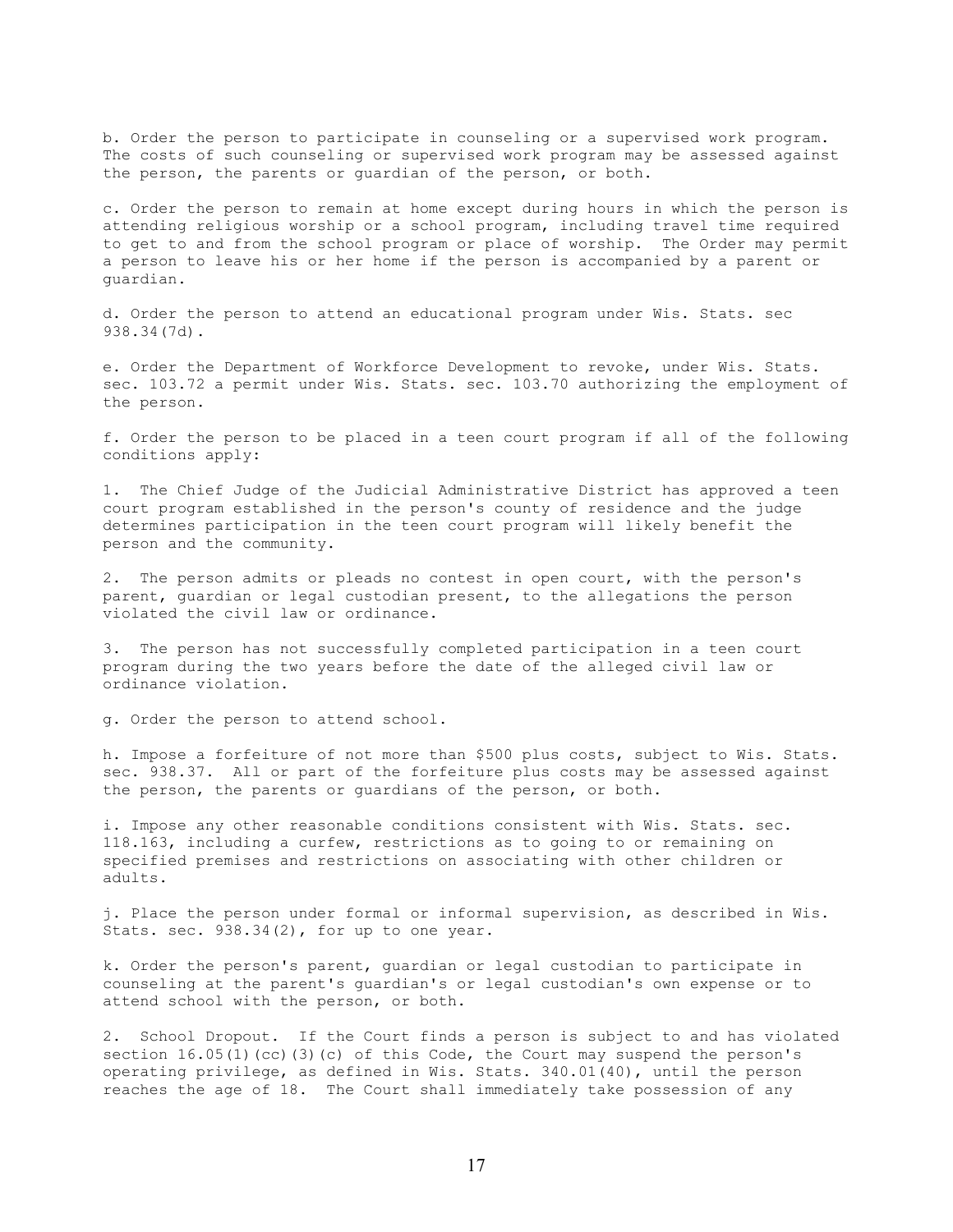b. Order the person to participate in counseling or a supervised work program. The costs of such counseling or supervised work program may be assessed against the person, the parents or guardian of the person, or both.

c. Order the person to remain at home except during hours in which the person is attending religious worship or a school program, including travel time required to get to and from the school program or place of worship. The Order may permit a person to leave his or her home if the person is accompanied by a parent or guardian.

d. Order the person to attend an educational program under Wis. Stats. sec 938.34(7d).

e. Order the Department of Workforce Development to revoke, under Wis. Stats. sec. 103.72 a permit under Wis. Stats. sec. 103.70 authorizing the employment of the person.

f. Order the person to be placed in a teen court program if all of the following conditions apply:

1. The Chief Judge of the Judicial Administrative District has approved a teen court program established in the person's county of residence and the judge determines participation in the teen court program will likely benefit the person and the community.

2. The person admits or pleads no contest in open court, with the person's parent, guardian or legal custodian present, to the allegations the person violated the civil law or ordinance.

3. The person has not successfully completed participation in a teen court program during the two years before the date of the alleged civil law or ordinance violation.

g. Order the person to attend school.

h. Impose a forfeiture of not more than $500 plus costs, subject to Wis. Stats. sec. 938.37. All or part of the forfeiture plus costs may be assessed against the person, the parents or guardians of the person, or both.

i. Impose any other reasonable conditions consistent with Wis. Stats. sec. 118.163, including a curfew, restrictions as to going to or remaining on specified premises and restrictions on associating with other children or adults.

j. Place the person under formal or informal supervision, as described in Wis. Stats. sec. 938.34(2), for up to one year.

k. Order the person's parent, guardian or legal custodian to participate in counseling at the parent's guardian's or legal custodian's own expense or to attend school with the person, or both.

2. School Dropout. If the Court finds a person is subject to and has violated section 16.05(1)(cc)(3)(c) of this Code, the Court may suspend the person's operating privilege, as defined in Wis. Stats. 340.01(40), until the person reaches the age of 18. The Court shall immediately take possession of any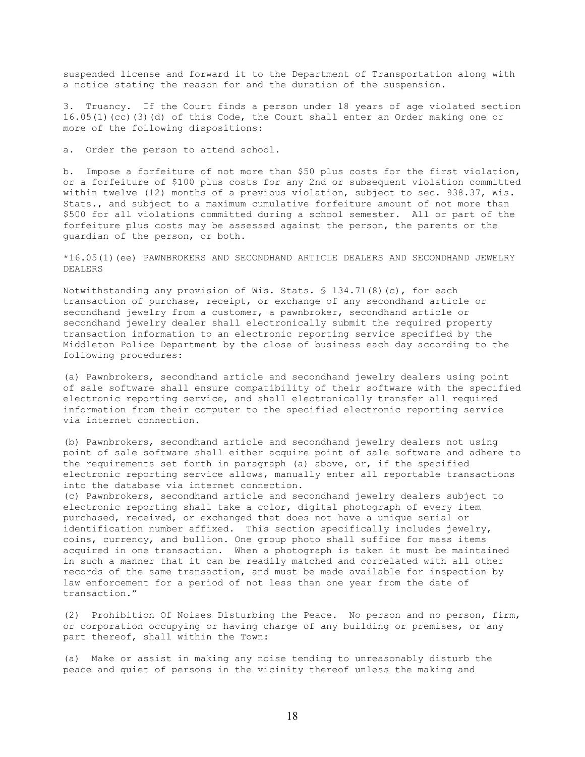suspended license and forward it to the Department of Transportation along with a notice stating the reason for and the duration of the suspension.

3. Truancy. If the Court finds a person under 18 years of age violated section 16.05(1)(cc)(3)(d) of this Code, the Court shall enter an Order making one or more of the following dispositions:

a. Order the person to attend school.

b. Impose a forfeiture of not more than $50 plus costs for the first violation, or a forfeiture of $100 plus costs for any 2nd or subsequent violation committed within twelve (12) months of a previous violation, subject to sec. 938.37, Wis. Stats., and subject to a maximum cumulative forfeiture amount of not more than $500 for all violations committed during a school semester. All or part of the forfeiture plus costs may be assessed against the person, the parents or the guardian of the person, or both.

*16.05(1)(ee) PAWNBROKERS AND SECONDHAND ARTICLE DEALERS AND SECONDHAND JEWELRY DEALERS

Notwithstanding any provision of Wis. Stats. § 134.71(8)(c), for each transaction of purchase, receipt, or exchange of any secondhand article or secondhand jewelry from a customer, a pawnbroker, secondhand article or secondhand jewelry dealer shall electronically submit the required property transaction information to an electronic reporting service specified by the Middleton Police Department by the close of business each day according to the following procedures:

(a) Pawnbrokers, secondhand article and secondhand jewelry dealers using point of sale software shall ensure compatibility of their software with the specified electronic reporting service, and shall electronically transfer all required information from their computer to the specified electronic reporting service via internet connection.

(b) Pawnbrokers, secondhand article and secondhand jewelry dealers not using point of sale software shall either acquire point of sale software and adhere to the requirements set forth in paragraph (a) above, or, if the specified electronic reporting service allows, manually enter all reportable transactions into the database via internet connection.

(c) Pawnbrokers, secondhand article and secondhand jewelry dealers subject to electronic reporting shall take a color, digital photograph of every item purchased, received, or exchanged that does not have a unique serial or identification number affixed. This section specifically includes jewelry, coins, currency, and bullion. One group photo shall suffice for mass items acquired in one transaction. When a photograph is taken it must be maintained in such a manner that it can be readily matched and correlated with all other records of the same transaction, and must be made available for inspection by law enforcement for a period of not less than one year from the date of transaction."

(2) Prohibition Of Noises Disturbing the Peace. No person and no person, firm, or corporation occupying or having charge of any building or premises, or any part thereof, shall within the Town:

(a) Make or assist in making any noise tending to unreasonably disturb the peace and quiet of persons in the vicinity thereof unless the making and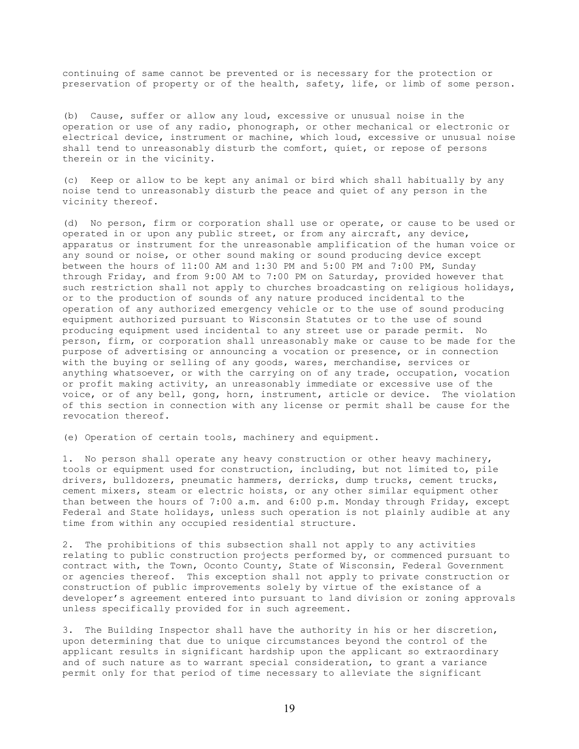continuing of same cannot be prevented or is necessary for the protection or preservation of property or of the health, safety, life, or limb of some person.

(b) Cause, suffer or allow any loud, excessive or unusual noise in the operation or use of any radio, phonograph, or other mechanical or electronic or electrical device, instrument or machine, which loud, excessive or unusual noise shall tend to unreasonably disturb the comfort, quiet, or repose of persons therein or in the vicinity.

(c) Keep or allow to be kept any animal or bird which shall habitually by any noise tend to unreasonably disturb the peace and quiet of any person in the vicinity thereof.

(d) No person, firm or corporation shall use or operate, or cause to be used or operated in or upon any public street, or from any aircraft, any device, apparatus or instrument for the unreasonable amplification of the human voice or any sound or noise, or other sound making or sound producing device except between the hours of 11:00 AM and 1:30 PM and 5:00 PM and 7:00 PM, Sunday through Friday, and from 9:00 AM to 7:00 PM on Saturday, provided however that such restriction shall not apply to churches broadcasting on religious holidays, or to the production of sounds of any nature produced incidental to the operation of any authorized emergency vehicle or to the use of sound producing equipment authorized pursuant to Wisconsin Statutes or to the use of sound producing equipment used incidental to any street use or parade permit. No person, firm, or corporation shall unreasonably make or cause to be made for the purpose of advertising or announcing a vocation or presence, or in connection with the buying or selling of any goods, wares, merchandise, services or anything whatsoever, or with the carrying on of any trade, occupation, vocation or profit making activity, an unreasonably immediate or excessive use of the voice, or of any bell, gong, horn, instrument, article or device. The violation of this section in connection with any license or permit shall be cause for the revocation thereof.

(e) Operation of certain tools, machinery and equipment.

1. No person shall operate any heavy construction or other heavy machinery, tools or equipment used for construction, including, but not limited to, pile drivers, bulldozers, pneumatic hammers, derricks, dump trucks, cement trucks, cement mixers, steam or electric hoists, or any other similar equipment other than between the hours of 7:00 a.m. and 6:00 p.m. Monday through Friday, except Federal and State holidays, unless such operation is not plainly audible at any time from within any occupied residential structure.

2. The prohibitions of this subsection shall not apply to any activities relating to public construction projects performed by, or commenced pursuant to contract with, the Town, Oconto County, State of Wisconsin, Federal Government or agencies thereof. This exception shall not apply to private construction or construction of public improvements solely by virtue of the existance of a developer's agreement entered into pursuant to land division or zoning approvals unless specifically provided for in such agreement.

3. The Building Inspector shall have the authority in his or her discretion, upon determining that due to unique circumstances beyond the control of the applicant results in significant hardship upon the applicant so extraordinary and of such nature as to warrant special consideration, to grant a variance permit only for that period of time necessary to alleviate the significant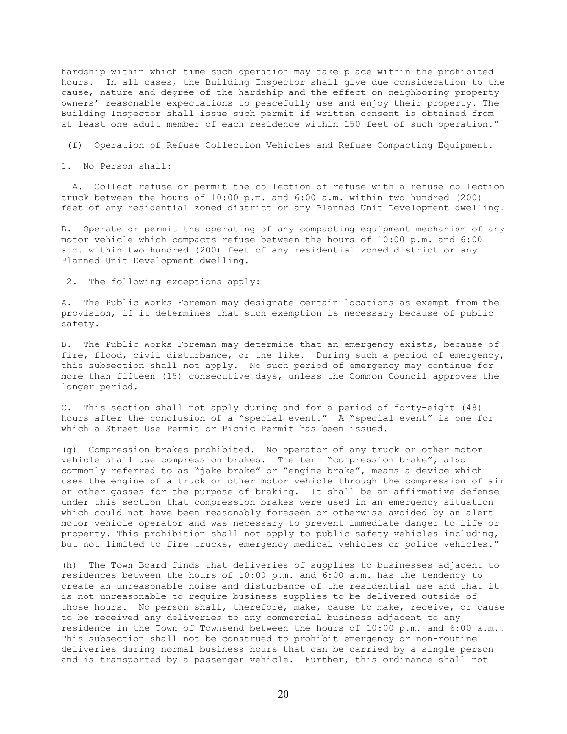hardship within which time such operation may take place within the prohibited hours. In all cases, the Building Inspector shall give due consideration to the cause, nature and degree of the hardship and the effect on neighboring property owners' reasonable expectations to peacefully use and enjoy their property. The Building Inspector shall issue such permit if written consent is obtained from at least one adult member of each residence within 150 feet of such operation."

(f) Operation of Refuse Collection Vehicles and Refuse Compacting Equipment.

1. No Person shall:

A. Collect refuse or permit the collection of refuse with a refuse collection truck between the hours of 10:00 p.m. and 6:00 a.m. within two hundred (200) feet of any residential zoned district or any Planned Unit Development dwelling.

B. Operate or permit the operating of any compacting equipment mechanism of any motor vehicle which compacts refuse between the hours of 10:00 p.m. and 6:00 a.m. within two hundred (200) feet of any residential zoned district or any Planned Unit Development dwelling.

2. The following exceptions apply:

A. The Public Works Foreman may designate certain locations as exempt from the provision, if it determines that such exemption is necessary because of public safety.

B. The Public Works Foreman may determine that an emergency exists, because of fire, flood, civil disturbance, or the like. During such a period of emergency, this subsection shall not apply. No such period of emergency may continue for more than fifteen (15) consecutive days, unless the Common Council approves the longer period.

C. This section shall not apply during and for a period of forty-eight (48) hours after the conclusion of a "special event." A "special event" is one for which a Street Use Permit or Picnic Permit has been issued.

(g) Compression brakes prohibited. No operator of any truck or other motor vehicle shall use compression brakes. The term "compression brake", also commonly referred to as "jake brake" or "engine brake", means a device which uses the engine of a truck or other motor vehicle through the compression of air or other gasses for the purpose of braking. It shall be an affirmative defense under this section that compression brakes were used in an emergency situation which could not have been reasonably foreseen or otherwise avoided by an alert motor vehicle operator and was necessary to prevent immediate danger to life or property. This prohibition shall not apply to public safety vehicles including, but not limited to fire trucks, emergency medical vehicles or police vehicles."

(h) The Town Board finds that deliveries of supplies to businesses adjacent to residences between the hours of 10:00 p.m. and 6:00 a.m. has the tendency to create an unreasonable noise and disturbance of the residential use and that it is not unreasonable to require business supplies to be delivered outside of those hours. No person shall, therefore, make, cause to make, receive, or cause to be received any deliveries to any commercial business adjacent to any residence in the Town of Townsend between the hours of 10:00 p.m. and 6:00 a.m.. This subsection shall not be construed to prohibit emergency or non-routine deliveries during normal business hours that can be carried by a single person and is transported by a passenger vehicle. Further, this ordinance shall not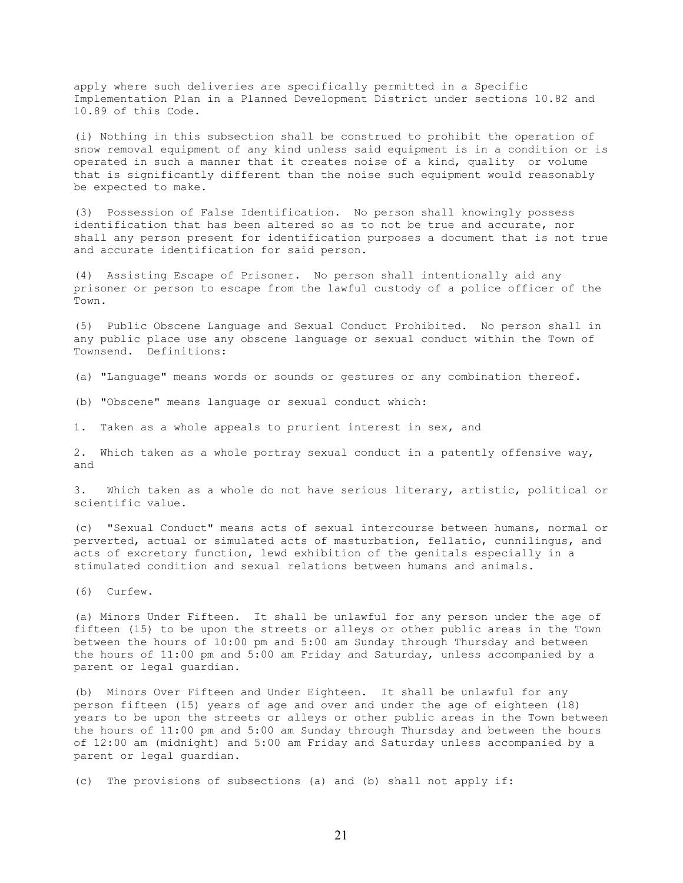apply where such deliveries are specifically permitted in a Specific Implementation Plan in a Planned Development District under sections 10.82 and 10.89 of this Code.

(i) Nothing in this subsection shall be construed to prohibit the operation of snow removal equipment of any kind unless said equipment is in a condition or is operated in such a manner that it creates noise of a kind, quality or volume that is significantly different than the noise such equipment would reasonably be expected to make.

(3) Possession of False Identification. No person shall knowingly possess identification that has been altered so as to not be true and accurate, nor shall any person present for identification purposes a document that is not true and accurate identification for said person.

(4) Assisting Escape of Prisoner. No person shall intentionally aid any prisoner or person to escape from the lawful custody of a police officer of the Town.

(5) Public Obscene Language and Sexual Conduct Prohibited. No person shall in any public place use any obscene language or sexual conduct within the Town of Townsend. Definitions:

(a) "Language" means words or sounds or gestures or any combination thereof.

(b) "Obscene" means language or sexual conduct which:

1. Taken as a whole appeals to prurient interest in sex, and

2. Which taken as a whole portray sexual conduct in a patently offensive way, and

3. Which taken as a whole do not have serious literary, artistic, political or scientific value.

(c) "Sexual Conduct" means acts of sexual intercourse between humans, normal or perverted, actual or simulated acts of masturbation, fellatio, cunnilingus, and acts of excretory function, lewd exhibition of the genitals especially in a stimulated condition and sexual relations between humans and animals.

(6) Curfew.

(a) Minors Under Fifteen. It shall be unlawful for any person under the age of fifteen (15) to be upon the streets or alleys or other public areas in the Town between the hours of 10:00 pm and 5:00 am Sunday through Thursday and between the hours of 11:00 pm and 5:00 am Friday and Saturday, unless accompanied by a parent or legal guardian.

(b) Minors Over Fifteen and Under Eighteen. It shall be unlawful for any person fifteen (15) years of age and over and under the age of eighteen (18) years to be upon the streets or alleys or other public areas in the Town between the hours of 11:00 pm and 5:00 am Sunday through Thursday and between the hours of 12:00 am (midnight) and 5:00 am Friday and Saturday unless accompanied by a parent or legal guardian.

(c) The provisions of subsections (a) and (b) shall not apply if: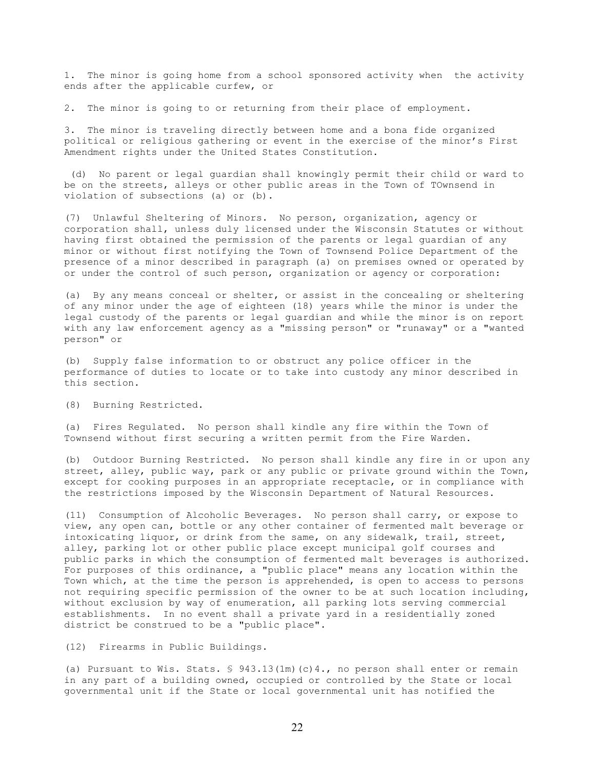1. The minor is going home from a school sponsored activity when the activity ends after the applicable curfew, or

2. The minor is going to or returning from their place of employment.

3. The minor is traveling directly between home and a bona fide organized political or religious gathering or event in the exercise of the minor's First Amendment rights under the United States Constitution.

(d) No parent or legal guardian shall knowingly permit their child or ward to be on the streets, alleys or other public areas in the Town of TOwnsend in violation of subsections (a) or (b).

(7) Unlawful Sheltering of Minors. No person, organization, agency or corporation shall, unless duly licensed under the Wisconsin Statutes or without having first obtained the permission of the parents or legal guardian of any minor or without first notifying the Town of Townsend Police Department of the presence of a minor described in paragraph (a) on premises owned or operated by or under the control of such person, organization or agency or corporation:

(a) By any means conceal or shelter, or assist in the concealing or sheltering of any minor under the age of eighteen (18) years while the minor is under the legal custody of the parents or legal guardian and while the minor is on report with any law enforcement agency as a "missing person" or "runaway" or a "wanted person" or

(b) Supply false information to or obstruct any police officer in the performance of duties to locate or to take into custody any minor described in this section.

(8) Burning Restricted.

(a) Fires Regulated. No person shall kindle any fire within the Town of Townsend without first securing a written permit from the Fire Warden.

(b) Outdoor Burning Restricted. No person shall kindle any fire in or upon any street, alley, public way, park or any public or private ground within the Town, except for cooking purposes in an appropriate receptacle, or in compliance with the restrictions imposed by the Wisconsin Department of Natural Resources.

(11) Consumption of Alcoholic Beverages. No person shall carry, or expose to view, any open can, bottle or any other container of fermented malt beverage or intoxicating liquor, or drink from the same, on any sidewalk, trail, street, alley, parking lot or other public place except municipal golf courses and public parks in which the consumption of fermented malt beverages is authorized. For purposes of this ordinance, a "public place" means any location within the Town which, at the time the person is apprehended, is open to access to persons not requiring specific permission of the owner to be at such location including, without exclusion by way of enumeration, all parking lots serving commercial establishments. In no event shall a private yard in a residentially zoned district be construed to be a "public place".

(12) Firearms in Public Buildings.

(a) Pursuant to Wis. Stats. § 943.13(1m)(c)4., no person shall enter or remain in any part of a building owned, occupied or controlled by the State or local governmental unit if the State or local governmental unit has notified the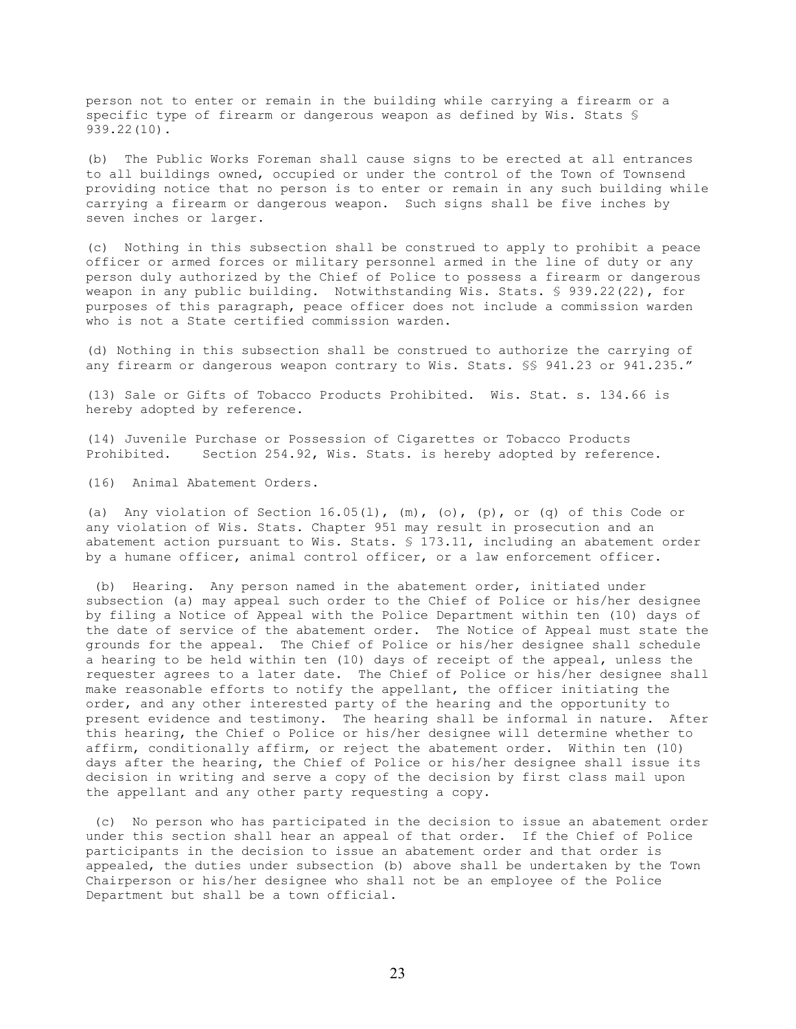person not to enter or remain in the building while carrying a firearm or a specific type of firearm or dangerous weapon as defined by Wis. Stats § 939.22(10).

(b) The Public Works Foreman shall cause signs to be erected at all entrances to all buildings owned, occupied or under the control of the Town of Townsend providing notice that no person is to enter or remain in any such building while carrying a firearm or dangerous weapon. Such signs shall be five inches by seven inches or larger.

(c) Nothing in this subsection shall be construed to apply to prohibit a peace officer or armed forces or military personnel armed in the line of duty or any person duly authorized by the Chief of Police to possess a firearm or dangerous weapon in any public building. Notwithstanding Wis. Stats. § 939.22(22), for purposes of this paragraph, peace officer does not include a commission warden who is not a State certified commission warden.

(d) Nothing in this subsection shall be construed to authorize the carrying of any firearm or dangerous weapon contrary to Wis. Stats. §§ 941.23 or 941.235."

(13) Sale or Gifts of Tobacco Products Prohibited. Wis. Stat. s. 134.66 is hereby adopted by reference.

(14) Juvenile Purchase or Possession of Cigarettes or Tobacco Products Prohibited. Section 254.92, Wis. Stats. is hereby adopted by reference.

(16) Animal Abatement Orders.

(a) Any violation of Section 16.05(l), (m), (o), (p), or (q) of this Code or any violation of Wis. Stats. Chapter 951 may result in prosecution and an abatement action pursuant to Wis. Stats. § 173.11, including an abatement order by a humane officer, animal control officer, or a law enforcement officer.

(b) Hearing. Any person named in the abatement order, initiated under subsection (a) may appeal such order to the Chief of Police or his/her designee by filing a Notice of Appeal with the Police Department within ten (10) days of the date of service of the abatement order. The Notice of Appeal must state the grounds for the appeal. The Chief of Police or his/her designee shall schedule a hearing to be held within ten (10) days of receipt of the appeal, unless the requester agrees to a later date. The Chief of Police or his/her designee shall make reasonable efforts to notify the appellant, the officer initiating the order, and any other interested party of the hearing and the opportunity to present evidence and testimony. The hearing shall be informal in nature. After this hearing, the Chief o Police or his/her designee will determine whether to affirm, conditionally affirm, or reject the abatement order. Within ten (10) days after the hearing, the Chief of Police or his/her designee shall issue its decision in writing and serve a copy of the decision by first class mail upon the appellant and any other party requesting a copy.

(c) No person who has participated in the decision to issue an abatement order under this section shall hear an appeal of that order. If the Chief of Police participants in the decision to issue an abatement order and that order is appealed, the duties under subsection (b) above shall be undertaken by the Town Chairperson or his/her designee who shall not be an employee of the Police Department but shall be a town official.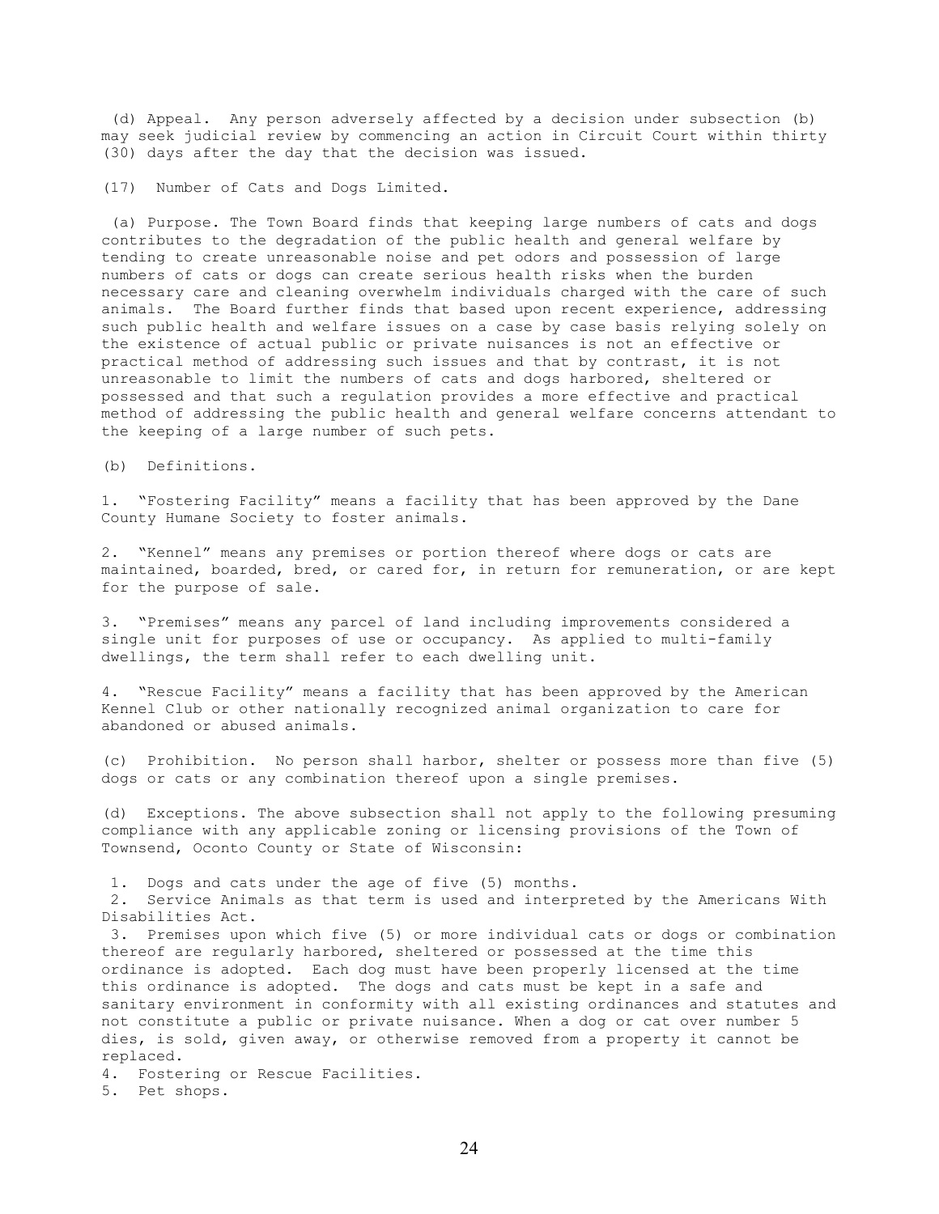(d) Appeal. Any person adversely affected by a decision under subsection (b) may seek judicial review by commencing an action in Circuit Court within thirty (30) days after the day that the decision was issued.

(17) Number of Cats and Dogs Limited.

(a) Purpose. The Town Board finds that keeping large numbers of cats and dogs contributes to the degradation of the public health and general welfare by tending to create unreasonable noise and pet odors and possession of large numbers of cats or dogs can create serious health risks when the burden necessary care and cleaning overwhelm individuals charged with the care of such animals. The Board further finds that based upon recent experience, addressing such public health and welfare issues on a case by case basis relying solely on the existence of actual public or private nuisances is not an effective or practical method of addressing such issues and that by contrast, it is not unreasonable to limit the numbers of cats and dogs harbored, sheltered or possessed and that such a regulation provides a more effective and practical method of addressing the public health and general welfare concerns attendant to the keeping of a large number of such pets.

(b) Definitions.

1. "Fostering Facility" means a facility that has been approved by the Dane County Humane Society to foster animals.

2. "Kennel" means any premises or portion thereof where dogs or cats are maintained, boarded, bred, or cared for, in return for remuneration, or are kept for the purpose of sale.

3. "Premises" means any parcel of land including improvements considered a single unit for purposes of use or occupancy. As applied to multi-family dwellings, the term shall refer to each dwelling unit.

4. "Rescue Facility" means a facility that has been approved by the American Kennel Club or other nationally recognized animal organization to care for abandoned or abused animals.

(c) Prohibition. No person shall harbor, shelter or possess more than five (5) dogs or cats or any combination thereof upon a single premises.

(d) Exceptions. The above subsection shall not apply to the following presuming compliance with any applicable zoning or licensing provisions of the Town of Townsend, Oconto County or State of Wisconsin:

1. Dogs and cats under the age of five (5) months.
2. Service Animals as that term is used and interpreted by the Americans With Disabilities Act.
3. Premises upon which five (5) or more individual cats or dogs or combination thereof are regularly harbored, sheltered or possessed at the time this ordinance is adopted. Each dog must have been properly licensed at the time this ordinance is adopted. The dogs and cats must be kept in a safe and sanitary environment in conformity with all existing ordinances and statutes and not constitute a public or private nuisance. When a dog or cat over number 5 dies, is sold, given away, or otherwise removed from a property it cannot be replaced.
4. Fostering or Rescue Facilities.
5. Pet shops.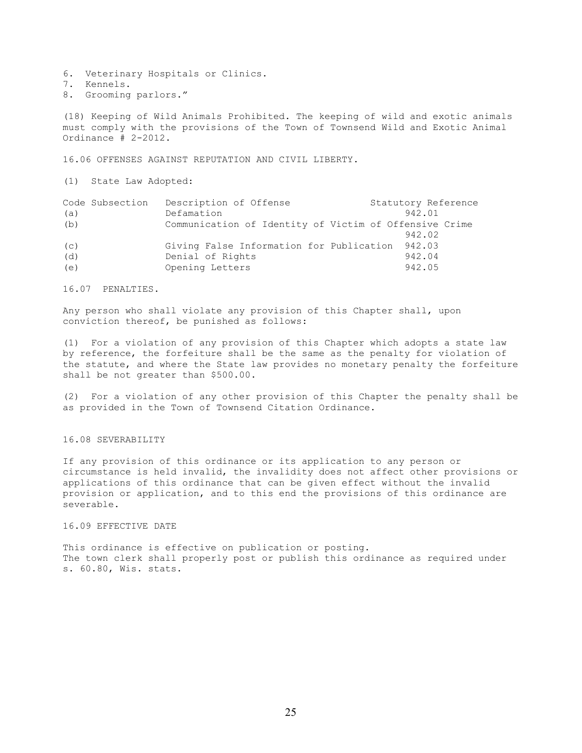6. Veterinary Hospitals or Clinics.
7. Kennels.
8. Grooming parlors."

(18) Keeping of Wild Animals Prohibited. The keeping of wild and exotic animals must comply with the provisions of the Town of Townsend Wild and Exotic Animal Ordinance # 2-2012.

16.06 OFFENSES AGAINST REPUTATION AND CIVIL LIBERTY.

(1) State Law Adopted:

| Code Subsection | Description of Offense | Statutory Reference |
|---|---|---|
| (a) | Defamation | 942.01 |
| (b) | Communication of Identity of Victim of Offensive Crime | 942.02 |
| (c) | Giving False Information for Publication | 942.03 |
| (d) | Denial of Rights | 942.04 |
| (e) | Opening Letters | 942.05 |

16.07 PENALTIES.

Any person who shall violate any provision of this Chapter shall, upon conviction thereof, be punished as follows:

(1) For a violation of any provision of this Chapter which adopts a state law by reference, the forfeiture shall be the same as the penalty for violation of the statute, and where the State law provides no monetary penalty the forfeiture shall be not greater than $500.00.

(2) For a violation of any other provision of this Chapter the penalty shall be as provided in the Town of Townsend Citation Ordinance.

16.08 SEVERABILITY

If any provision of this ordinance or its application to any person or circumstance is held invalid, the invalidity does not affect other provisions or applications of this ordinance that can be given effect without the invalid provision or application, and to this end the provisions of this ordinance are severable.

16.09 EFFECTIVE DATE

This ordinance is effective on publication or posting.
The town clerk shall properly post or publish this ordinance as required under s. 60.80, Wis. stats.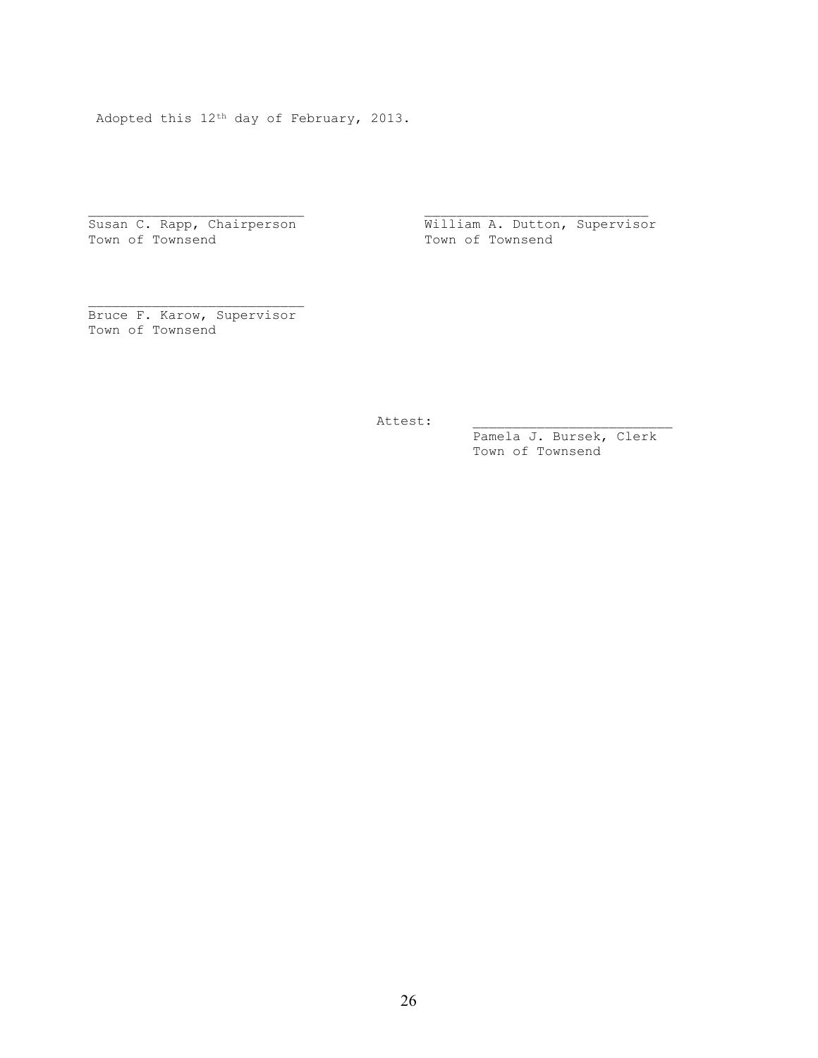Adopted this 12th day of February, 2013.

\_\_\_\_\_\_\_\_\_\_\_\_\_\_\_\_\_\_\_\_\_\_\_\_\_\_\_\_
Susan C. Rapp, Chairperson
Town of Townsend

\_\_\_\_\_\_\_\_\_\_\_\_\_\_\_\_\_\_\_\_\_\_\_\_\_\_\_\_
William A. Dutton, Supervisor
Town of Townsend

\_\_\_\_\_\_\_\_\_\_\_\_\_\_\_\_\_\_\_\_\_\_\_\_\_\_\_\_
Bruce F. Karow, Supervisor
Town of Townsend

Attest: \_\_\_\_\_\_\_\_\_\_\_\_\_\_\_\_\_\_\_\_\_\_\_\_\_\_
Pamela J. Bursek, Clerk
Town of Townsend